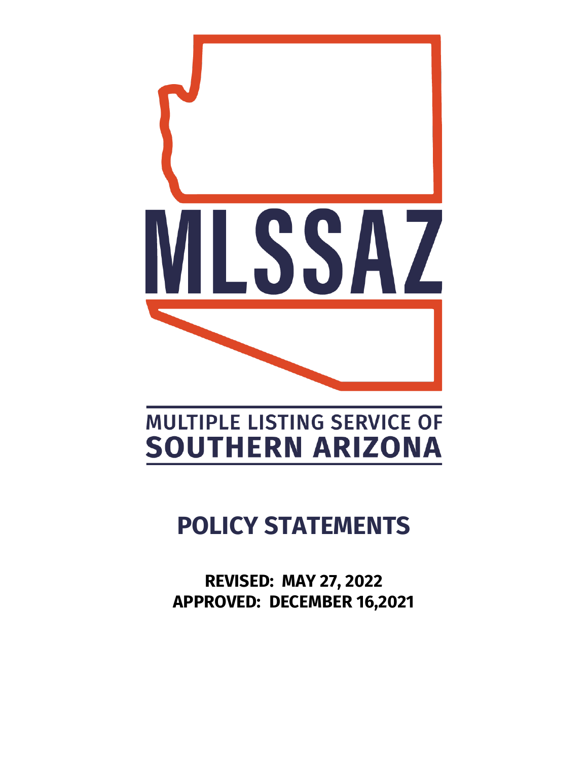# MLSSAZ

## MULTIPLE LISTING SERVICE OF SOUTHERN ARIZONA

# POLICY STATEMENTS

**REVISED: MAY 27, 2022**
**APPROVED: DECEMBER 16,2021**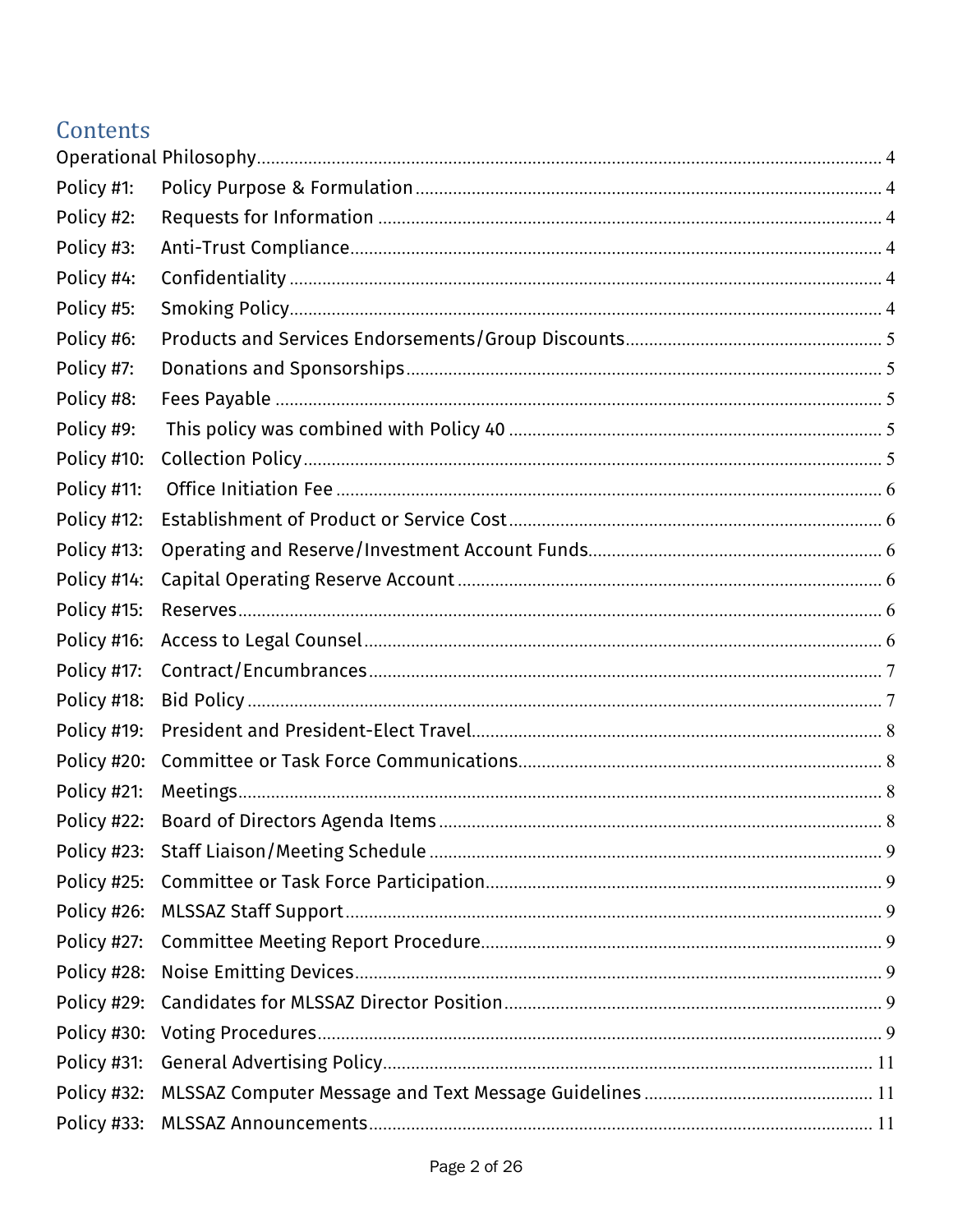## Contents

Operational Philosophy ..... 4
Policy #1: Policy Purpose & Formulation ..... 4
Policy #2: Requests for Information ..... 4
Policy #3: Anti-Trust Compliance ..... 4
Policy #4: Confidentiality ..... 4
Policy #5: Smoking Policy ..... 4
Policy #6: Products and Services Endorsements/Group Discounts ..... 5
Policy #7: Donations and Sponsorships ..... 5
Policy #8: Fees Payable ..... 5
Policy #9: This policy was combined with Policy 40 ..... 5
Policy #10: Collection Policy ..... 5
Policy #11: Office Initiation Fee ..... 6
Policy #12: Establishment of Product or Service Cost ..... 6
Policy #13: Operating and Reserve/Investment Account Funds ..... 6
Policy #14: Capital Operating Reserve Account ..... 6
Policy #15: Reserves ..... 6
Policy #16: Access to Legal Counsel ..... 6
Policy #17: Contract/Encumbrances ..... 7
Policy #18: Bid Policy ..... 7
Policy #19: President and President-Elect Travel ..... 8
Policy #20: Committee or Task Force Communications ..... 8
Policy #21: Meetings ..... 8
Policy #22: Board of Directors Agenda Items ..... 8
Policy #23: Staff Liaison/Meeting Schedule ..... 9
Policy #25: Committee or Task Force Participation ..... 9
Policy #26: MLSSAZ Staff Support ..... 9
Policy #27: Committee Meeting Report Procedure ..... 9
Policy #28: Noise Emitting Devices ..... 9
Policy #29: Candidates for MLSSAZ Director Position ..... 9
Policy #30: Voting Procedures ..... 9
Policy #31: General Advertising Policy ..... 11
Policy #32: MLSSAZ Computer Message and Text Message Guidelines ..... 11
Policy #33: MLSSAZ Announcements ..... 11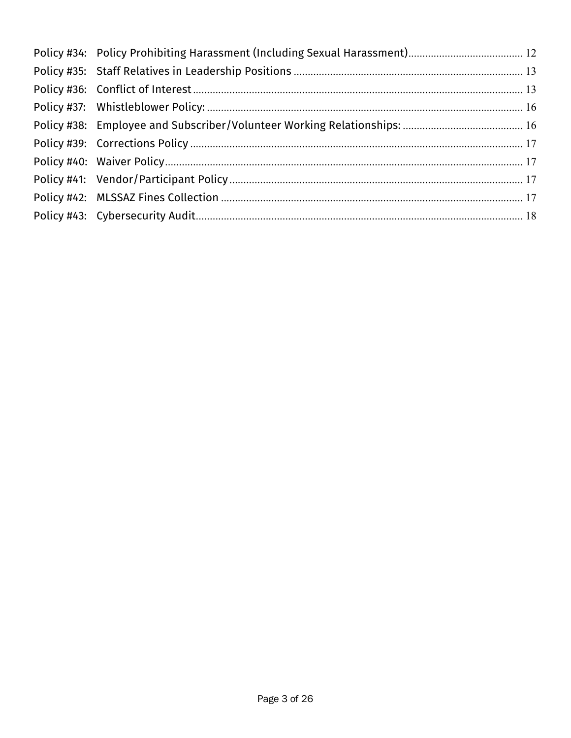Policy #34: Policy Prohibiting Harassment (Including Sexual Harassment)........................................ 12
Policy #35: Staff Relatives in Leadership Positions ................................................................................ 13
Policy #36: Conflict of Interest ..................................................................................................................... 13
Policy #37: Whistleblower Policy: ................................................................................................................ 16
Policy #38: Employee and Subscriber/Volunteer Working Relationships: ........................................... 16
Policy #39: Corrections Policy ...................................................................................................................... 17
Policy #40: Waiver Policy............................................................................................................................... 17
Policy #41: Vendor/Participant Policy ......................................................................................................... 17
Policy #42: MLSSAZ Fines Collection ......................................................................................................... 17
Policy #43: Cybersecurity Audit.................................................................................................................... 18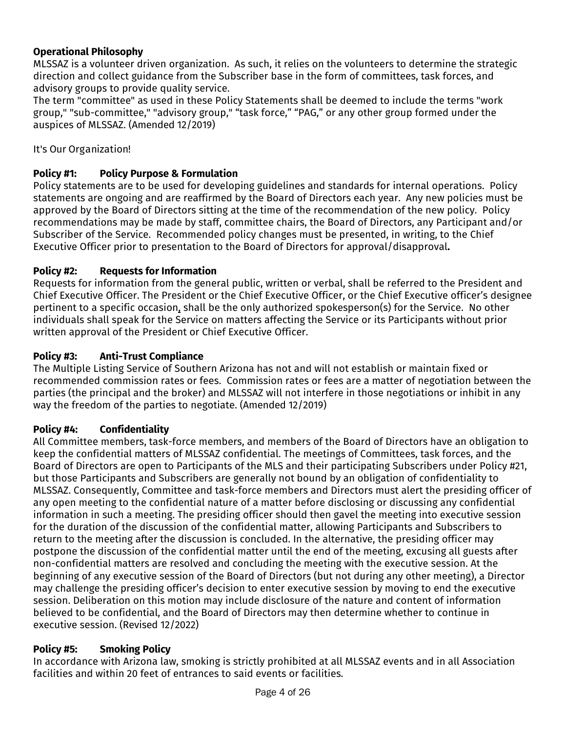**Operational Philosophy**

MLSSAZ is a volunteer driven organization. As such, it relies on the volunteers to determine the strategic direction and collect guidance from the Subscriber base in the form of committees, task forces, and advisory groups to provide quality service.

The term "committee" as used in these Policy Statements shall be deemed to include the terms "work group," "sub-committee," "advisory group," "task force," "PAG," or any other group formed under the auspices of MLSSAZ. (Amended 12/2019)

It's Our Organization!

**Policy #1: Policy Purpose & Formulation**

Policy statements are to be used for developing guidelines and standards for internal operations. Policy statements are ongoing and are reaffirmed by the Board of Directors each year. Any new policies must be approved by the Board of Directors sitting at the time of the recommendation of the new policy. Policy recommendations may be made by staff, committee chairs, the Board of Directors, any Participant and/or Subscriber of the Service. Recommended policy changes must be presented, in writing, to the Chief Executive Officer prior to presentation to the Board of Directors for approval/disapproval.

**Policy #2: Requests for Information**

Requests for information from the general public, written or verbal, shall be referred to the President and Chief Executive Officer. The President or the Chief Executive Officer, or the Chief Executive officer's designee pertinent to a specific occasion, shall be the only authorized spokesperson(s) for the Service. No other individuals shall speak for the Service on matters affecting the Service or its Participants without prior written approval of the President or Chief Executive Officer.

**Policy #3: Anti-Trust Compliance**

The Multiple Listing Service of Southern Arizona has not and will not establish or maintain fixed or recommended commission rates or fees. Commission rates or fees are a matter of negotiation between the parties (the principal and the broker) and MLSSAZ will not interfere in those negotiations or inhibit in any way the freedom of the parties to negotiate. (Amended 12/2019)

**Policy #4: Confidentiality**

All Committee members, task-force members, and members of the Board of Directors have an obligation to keep the confidential matters of MLSSAZ confidential. The meetings of Committees, task forces, and the Board of Directors are open to Participants of the MLS and their participating Subscribers under Policy #21, but those Participants and Subscribers are generally not bound by an obligation of confidentiality to MLSSAZ. Consequently, Committee and task-force members and Directors must alert the presiding officer of any open meeting to the confidential nature of a matter before disclosing or discussing any confidential information in such a meeting. The presiding officer should then gavel the meeting into executive session for the duration of the discussion of the confidential matter, allowing Participants and Subscribers to return to the meeting after the discussion is concluded. In the alternative, the presiding officer may postpone the discussion of the confidential matter until the end of the meeting, excusing all guests after non-confidential matters are resolved and concluding the meeting with the executive session. At the beginning of any executive session of the Board of Directors (but not during any other meeting), a Director may challenge the presiding officer's decision to enter executive session by moving to end the executive session. Deliberation on this motion may include disclosure of the nature and content of information believed to be confidential, and the Board of Directors may then determine whether to continue in executive session. (Revised 12/2022)

**Policy #5: Smoking Policy**

In accordance with Arizona law, smoking is strictly prohibited at all MLSSAZ events and in all Association facilities and within 20 feet of entrances to said events or facilities.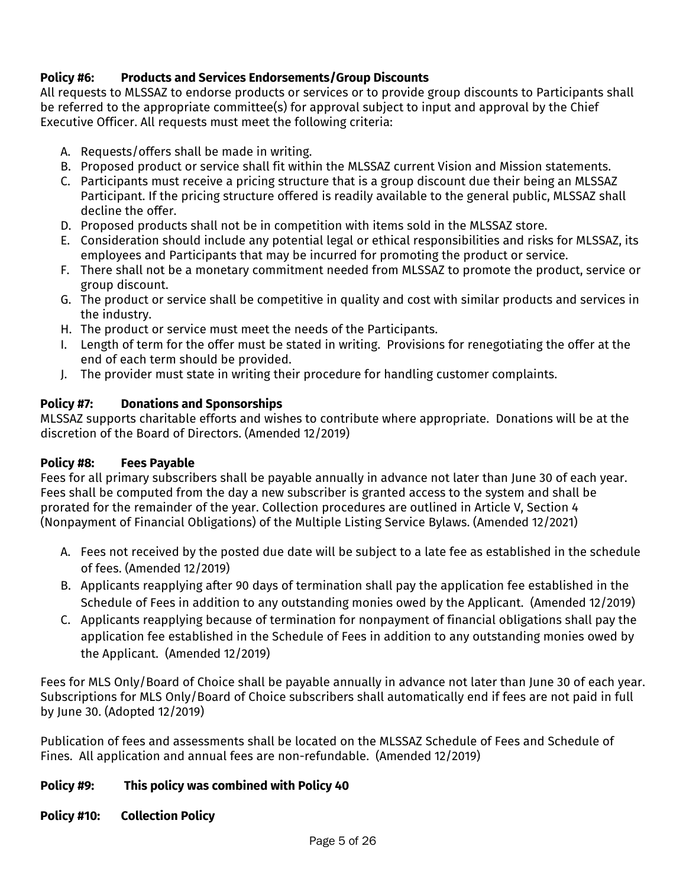**Policy #6: Products and Services Endorsements/Group Discounts**

All requests to MLSSAZ to endorse products or services or to provide group discounts to Participants shall be referred to the appropriate committee(s) for approval subject to input and approval by the Chief Executive Officer. All requests must meet the following criteria:

A. Requests/offers shall be made in writing.
B. Proposed product or service shall fit within the MLSSAZ current Vision and Mission statements.
C. Participants must receive a pricing structure that is a group discount due their being an MLSSAZ Participant. If the pricing structure offered is readily available to the general public, MLSSAZ shall decline the offer.
D. Proposed products shall not be in competition with items sold in the MLSSAZ store.
E. Consideration should include any potential legal or ethical responsibilities and risks for MLSSAZ, its employees and Participants that may be incurred for promoting the product or service.
F. There shall not be a monetary commitment needed from MLSSAZ to promote the product, service or group discount.
G. The product or service shall be competitive in quality and cost with similar products and services in the industry.
H. The product or service must meet the needs of the Participants.
I. Length of term for the offer must be stated in writing. Provisions for renegotiating the offer at the end of each term should be provided.
J. The provider must state in writing their procedure for handling customer complaints.

**Policy #7: Donations and Sponsorships**

MLSSAZ supports charitable efforts and wishes to contribute where appropriate. Donations will be at the discretion of the Board of Directors. (Amended 12/2019)

**Policy #8: Fees Payable**

Fees for all primary subscribers shall be payable annually in advance not later than June 30 of each year. Fees shall be computed from the day a new subscriber is granted access to the system and shall be prorated for the remainder of the year. Collection procedures are outlined in Article V, Section 4 (Nonpayment of Financial Obligations) of the Multiple Listing Service Bylaws. (Amended 12/2021)

A. Fees not received by the posted due date will be subject to a late fee as established in the schedule of fees. (Amended 12/2019)
B. Applicants reapplying after 90 days of termination shall pay the application fee established in the Schedule of Fees in addition to any outstanding monies owed by the Applicant. (Amended 12/2019)
C. Applicants reapplying because of termination for nonpayment of financial obligations shall pay the application fee established in the Schedule of Fees in addition to any outstanding monies owed by the Applicant. (Amended 12/2019)

Fees for MLS Only/Board of Choice shall be payable annually in advance not later than June 30 of each year. Subscriptions for MLS Only/Board of Choice subscribers shall automatically end if fees are not paid in full by June 30. (Adopted 12/2019)

Publication of fees and assessments shall be located on the MLSSAZ Schedule of Fees and Schedule of Fines. All application and annual fees are non-refundable. (Amended 12/2019)

**Policy #9: This policy was combined with Policy 40**

**Policy #10: Collection Policy**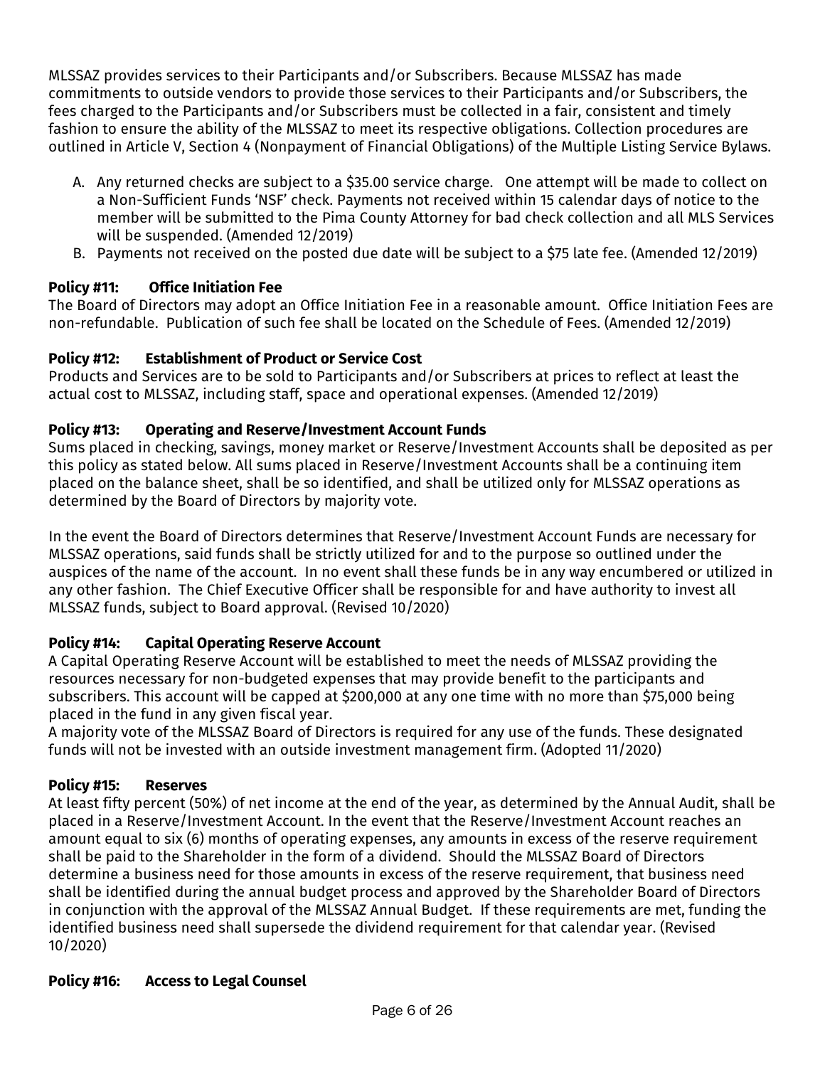MLSSAZ provides services to their Participants and/or Subscribers. Because MLSSAZ has made commitments to outside vendors to provide those services to their Participants and/or Subscribers, the fees charged to the Participants and/or Subscribers must be collected in a fair, consistent and timely fashion to ensure the ability of the MLSSAZ to meet its respective obligations. Collection procedures are outlined in Article V, Section 4 (Nonpayment of Financial Obligations) of the Multiple Listing Service Bylaws.

A. Any returned checks are subject to a $35.00 service charge. One attempt will be made to collect on a Non-Sufficient Funds 'NSF' check. Payments not received within 15 calendar days of notice to the member will be submitted to the Pima County Attorney for bad check collection and all MLS Services will be suspended. (Amended 12/2019)
B. Payments not received on the posted due date will be subject to a $75 late fee. (Amended 12/2019)

**Policy #11: Office Initiation Fee**
The Board of Directors may adopt an Office Initiation Fee in a reasonable amount. Office Initiation Fees are non-refundable. Publication of such fee shall be located on the Schedule of Fees. (Amended 12/2019)

**Policy #12: Establishment of Product or Service Cost**
Products and Services are to be sold to Participants and/or Subscribers at prices to reflect at least the actual cost to MLSSAZ, including staff, space and operational expenses. (Amended 12/2019)

**Policy #13: Operating and Reserve/Investment Account Funds**
Sums placed in checking, savings, money market or Reserve/Investment Accounts shall be deposited as per this policy as stated below. All sums placed in Reserve/Investment Accounts shall be a continuing item placed on the balance sheet, shall be so identified, and shall be utilized only for MLSSAZ operations as determined by the Board of Directors by majority vote.

In the event the Board of Directors determines that Reserve/Investment Account Funds are necessary for MLSSAZ operations, said funds shall be strictly utilized for and to the purpose so outlined under the auspices of the name of the account. In no event shall these funds be in any way encumbered or utilized in any other fashion. The Chief Executive Officer shall be responsible for and have authority to invest all MLSSAZ funds, subject to Board approval. (Revised 10/2020)

**Policy #14: Capital Operating Reserve Account**
A Capital Operating Reserve Account will be established to meet the needs of MLSSAZ providing the resources necessary for non-budgeted expenses that may provide benefit to the participants and subscribers. This account will be capped at $200,000 at any one time with no more than $75,000 being placed in the fund in any given fiscal year.
A majority vote of the MLSSAZ Board of Directors is required for any use of the funds. These designated funds will not be invested with an outside investment management firm. (Adopted 11/2020)

**Policy #15: Reserves**
At least fifty percent (50%) of net income at the end of the year, as determined by the Annual Audit, shall be placed in a Reserve/Investment Account. In the event that the Reserve/Investment Account reaches an amount equal to six (6) months of operating expenses, any amounts in excess of the reserve requirement shall be paid to the Shareholder in the form of a dividend. Should the MLSSAZ Board of Directors determine a business need for those amounts in excess of the reserve requirement, that business need shall be identified during the annual budget process and approved by the Shareholder Board of Directors in conjunction with the approval of the MLSSAZ Annual Budget. If these requirements are met, funding the identified business need shall supersede the dividend requirement for that calendar year. (Revised 10/2020)

**Policy #16: Access to Legal Counsel**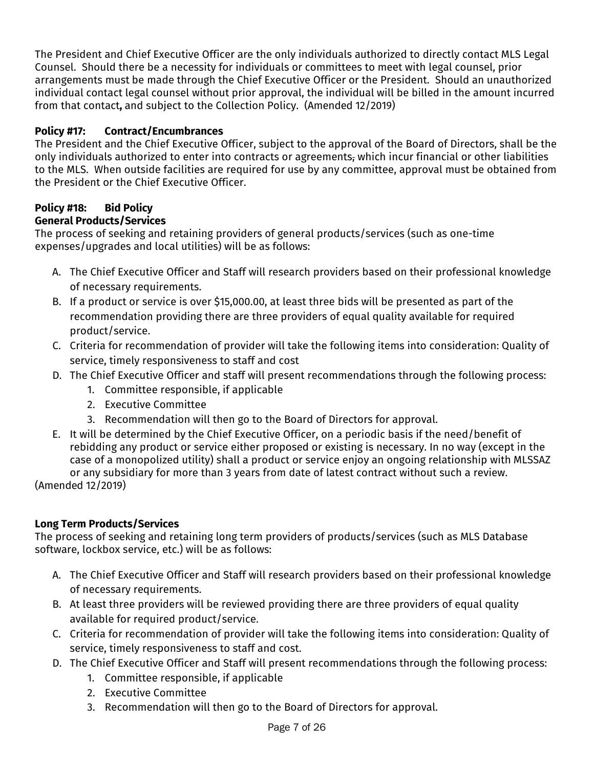The President and Chief Executive Officer are the only individuals authorized to directly contact MLS Legal Counsel. Should there be a necessity for individuals or committees to meet with legal counsel, prior arrangements must be made through the Chief Executive Officer or the President. Should an unauthorized individual contact legal counsel without prior approval, the individual will be billed in the amount incurred from that contact, and subject to the Collection Policy. (Amended 12/2019)

**Policy #17: Contract/Encumbrances**

The President and the Chief Executive Officer, subject to the approval of the Board of Directors, shall be the only individuals authorized to enter into contracts or agreements, which incur financial or other liabilities to the MLS. When outside facilities are required for use by any committee, approval must be obtained from the President or the Chief Executive Officer.

**Policy #18: Bid Policy**

**General Products/Services**

The process of seeking and retaining providers of general products/services (such as one-time expenses/upgrades and local utilities) will be as follows:

A. The Chief Executive Officer and Staff will research providers based on their professional knowledge of necessary requirements.
B. If a product or service is over $15,000.00, at least three bids will be presented as part of the recommendation providing there are three providers of equal quality available for required product/service.
C. Criteria for recommendation of provider will take the following items into consideration: Quality of service, timely responsiveness to staff and cost
D. The Chief Executive Officer and staff will present recommendations through the following process:
   1. Committee responsible, if applicable
   2. Executive Committee
   3. Recommendation will then go to the Board of Directors for approval.
E. It will be determined by the Chief Executive Officer, on a periodic basis if the need/benefit of rebidding any product or service either proposed or existing is necessary. In no way (except in the case of a monopolized utility) shall a product or service enjoy an ongoing relationship with MLSSAZ or any subsidiary for more than 3 years from date of latest contract without such a review.

(Amended 12/2019)

**Long Term Products/Services**

The process of seeking and retaining long term providers of products/services (such as MLS Database software, lockbox service, etc.) will be as follows:

A. The Chief Executive Officer and Staff will research providers based on their professional knowledge of necessary requirements.
B. At least three providers will be reviewed providing there are three providers of equal quality available for required product/service.
C. Criteria for recommendation of provider will take the following items into consideration: Quality of service, timely responsiveness to staff and cost.
D. The Chief Executive Officer and Staff will present recommendations through the following process:
   1. Committee responsible, if applicable
   2. Executive Committee
   3. Recommendation will then go to the Board of Directors for approval.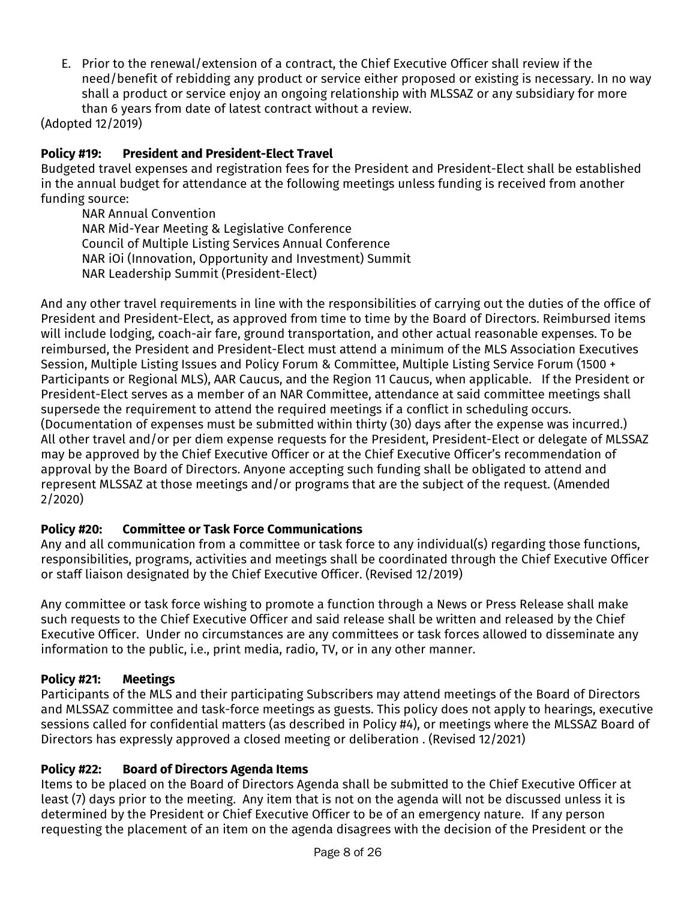E. Prior to the renewal/extension of a contract, the Chief Executive Officer shall review if the need/benefit of rebidding any product or service either proposed or existing is necessary. In no way shall a product or service enjoy an ongoing relationship with MLSSAZ or any subsidiary for more than 6 years from date of latest contract without a review.

(Adopted 12/2019)

**Policy #19: President and President-Elect Travel**

Budgeted travel expenses and registration fees for the President and President-Elect shall be established in the annual budget for attendance at the following meetings unless funding is received from another funding source:

NAR Annual Convention
NAR Mid-Year Meeting & Legislative Conference
Council of Multiple Listing Services Annual Conference
NAR iOi (Innovation, Opportunity and Investment) Summit
NAR Leadership Summit (President-Elect)

And any other travel requirements in line with the responsibilities of carrying out the duties of the office of President and President-Elect, as approved from time to time by the Board of Directors. Reimbursed items will include lodging, coach-air fare, ground transportation, and other actual reasonable expenses. To be reimbursed, the President and President-Elect must attend a minimum of the MLS Association Executives Session, Multiple Listing Issues and Policy Forum & Committee, Multiple Listing Service Forum (1500 + Participants or Regional MLS), AAR Caucus, and the Region 11 Caucus, when applicable. If the President or President-Elect serves as a member of an NAR Committee, attendance at said committee meetings shall supersede the requirement to attend the required meetings if a conflict in scheduling occurs. (Documentation of expenses must be submitted within thirty (30) days after the expense was incurred.) All other travel and/or per diem expense requests for the President, President-Elect or delegate of MLSSAZ may be approved by the Chief Executive Officer or at the Chief Executive Officer's recommendation of approval by the Board of Directors. Anyone accepting such funding shall be obligated to attend and represent MLSSAZ at those meetings and/or programs that are the subject of the request. (Amended 2/2020)

**Policy #20: Committee or Task Force Communications**

Any and all communication from a committee or task force to any individual(s) regarding those functions, responsibilities, programs, activities and meetings shall be coordinated through the Chief Executive Officer or staff liaison designated by the Chief Executive Officer. (Revised 12/2019)

Any committee or task force wishing to promote a function through a News or Press Release shall make such requests to the Chief Executive Officer and said release shall be written and released by the Chief Executive Officer. Under no circumstances are any committees or task forces allowed to disseminate any information to the public, i.e., print media, radio, TV, or in any other manner.

**Policy #21: Meetings**

Participants of the MLS and their participating Subscribers may attend meetings of the Board of Directors and MLSSAZ committee and task-force meetings as guests. This policy does not apply to hearings, executive sessions called for confidential matters (as described in Policy #4), or meetings where the MLSSAZ Board of Directors has expressly approved a closed meeting or deliberation . (Revised 12/2021)

**Policy #22: Board of Directors Agenda Items**

Items to be placed on the Board of Directors Agenda shall be submitted to the Chief Executive Officer at least (7) days prior to the meeting. Any item that is not on the agenda will not be discussed unless it is determined by the President or Chief Executive Officer to be of an emergency nature. If any person requesting the placement of an item on the agenda disagrees with the decision of the President or the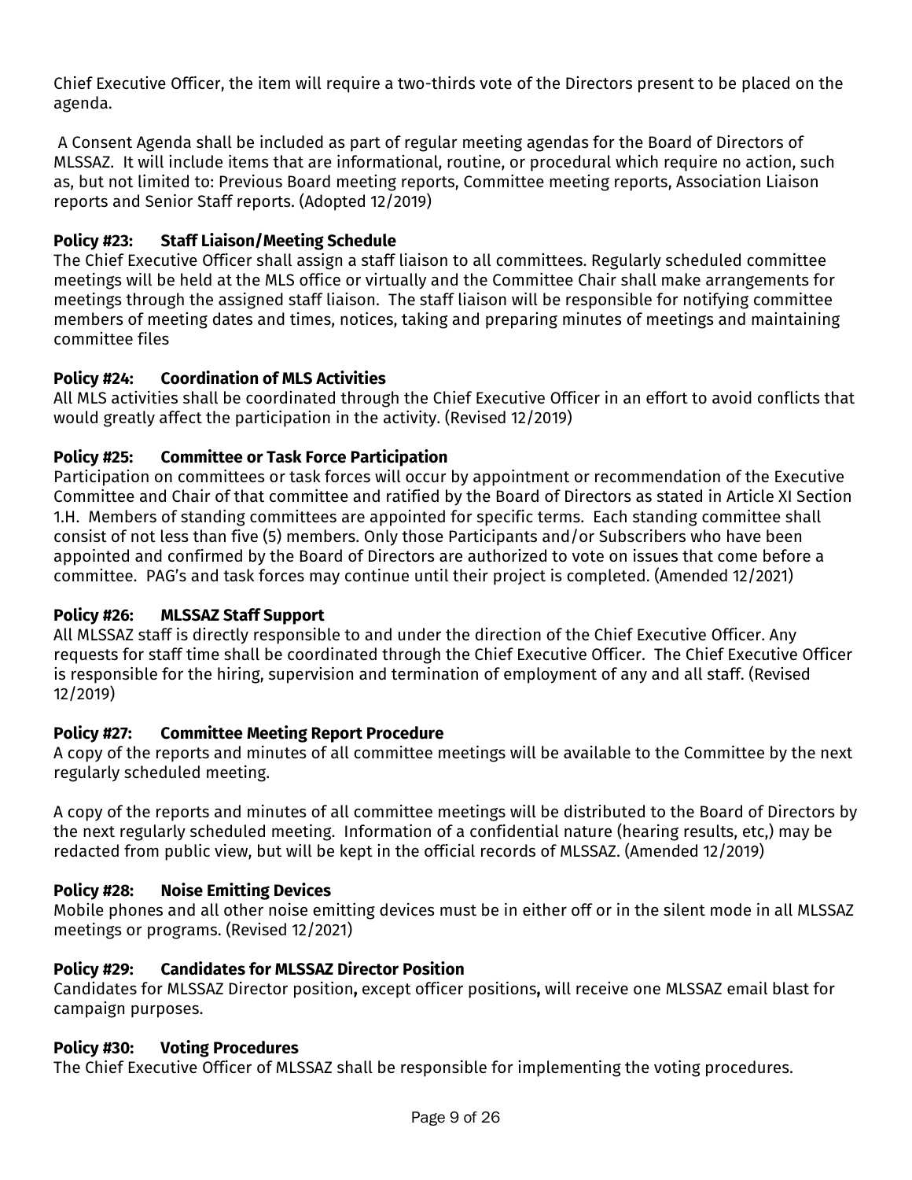Chief Executive Officer, the item will require a two-thirds vote of the Directors present to be placed on the agenda.

A Consent Agenda shall be included as part of regular meeting agendas for the Board of Directors of MLSSAZ. It will include items that are informational, routine, or procedural which require no action, such as, but not limited to: Previous Board meeting reports, Committee meeting reports, Association Liaison reports and Senior Staff reports. (Adopted 12/2019)

**Policy #23: Staff Liaison/Meeting Schedule**
The Chief Executive Officer shall assign a staff liaison to all committees. Regularly scheduled committee meetings will be held at the MLS office or virtually and the Committee Chair shall make arrangements for meetings through the assigned staff liaison. The staff liaison will be responsible for notifying committee members of meeting dates and times, notices, taking and preparing minutes of meetings and maintaining committee files

**Policy #24: Coordination of MLS Activities**
All MLS activities shall be coordinated through the Chief Executive Officer in an effort to avoid conflicts that would greatly affect the participation in the activity. (Revised 12/2019)

**Policy #25: Committee or Task Force Participation**
Participation on committees or task forces will occur by appointment or recommendation of the Executive Committee and Chair of that committee and ratified by the Board of Directors as stated in Article XI Section 1.H. Members of standing committees are appointed for specific terms. Each standing committee shall consist of not less than five (5) members. Only those Participants and/or Subscribers who have been appointed and confirmed by the Board of Directors are authorized to vote on issues that come before a committee. PAG's and task forces may continue until their project is completed. (Amended 12/2021)

**Policy #26: MLSSAZ Staff Support**
All MLSSAZ staff is directly responsible to and under the direction of the Chief Executive Officer. Any requests for staff time shall be coordinated through the Chief Executive Officer. The Chief Executive Officer is responsible for the hiring, supervision and termination of employment of any and all staff. (Revised 12/2019)

**Policy #27: Committee Meeting Report Procedure**
A copy of the reports and minutes of all committee meetings will be available to the Committee by the next regularly scheduled meeting.

A copy of the reports and minutes of all committee meetings will be distributed to the Board of Directors by the next regularly scheduled meeting. Information of a confidential nature (hearing results, etc,) may be redacted from public view, but will be kept in the official records of MLSSAZ. (Amended 12/2019)

**Policy #28: Noise Emitting Devices**
Mobile phones and all other noise emitting devices must be in either off or in the silent mode in all MLSSAZ meetings or programs. (Revised 12/2021)

**Policy #29: Candidates for MLSSAZ Director Position**
Candidates for MLSSAZ Director position**,** except officer positions**,** will receive one MLSSAZ email blast for campaign purposes.

**Policy #30: Voting Procedures**
The Chief Executive Officer of MLSSAZ shall be responsible for implementing the voting procedures.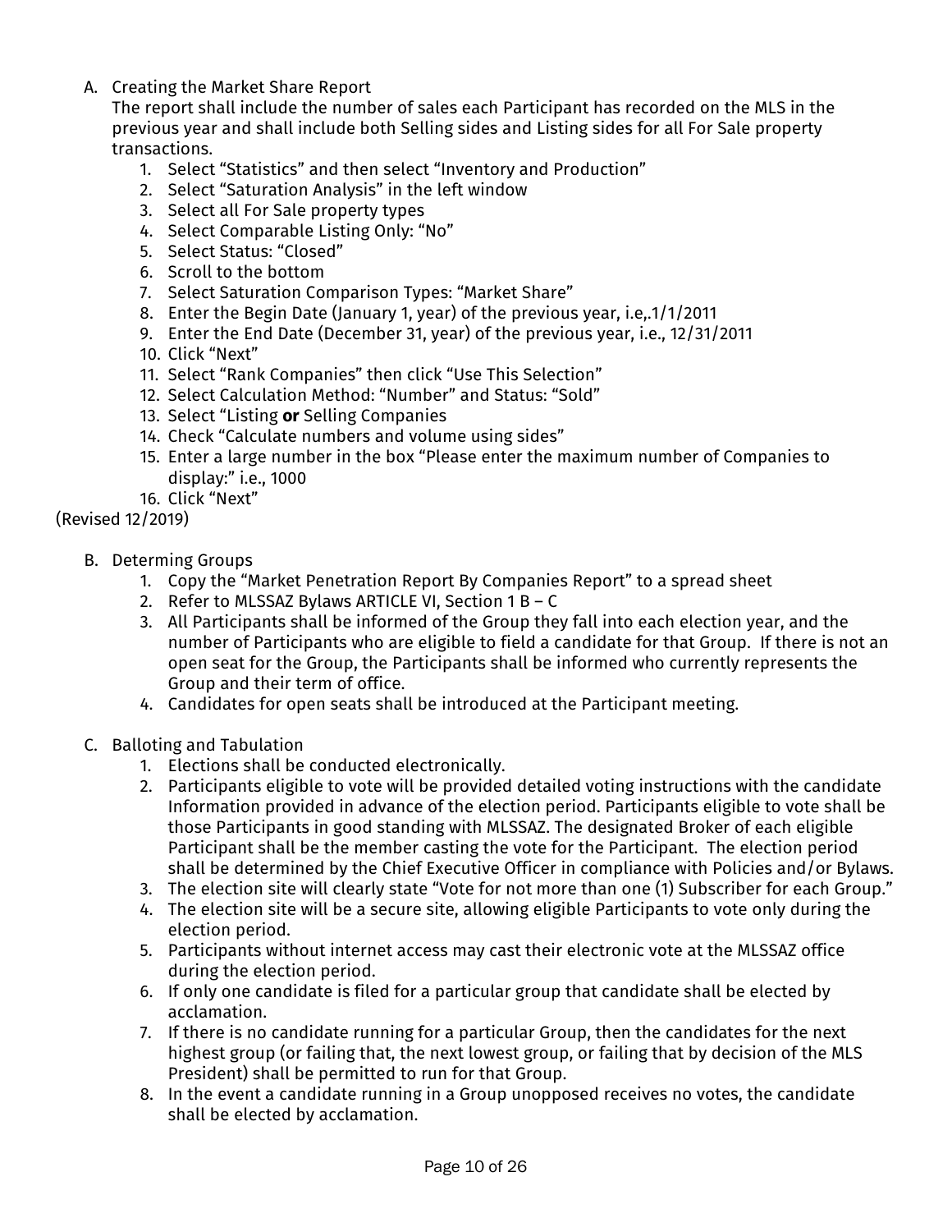A. Creating the Market Share Report

   The report shall include the number of sales each Participant has recorded on the MLS in the previous year and shall include both Selling sides and Listing sides for all For Sale property transactions.

   1. Select "Statistics" and then select "Inventory and Production"
   2. Select "Saturation Analysis" in the left window
   3. Select all For Sale property types
   4. Select Comparable Listing Only: "No"
   5. Select Status: "Closed"
   6. Scroll to the bottom
   7. Select Saturation Comparison Types: "Market Share"
   8. Enter the Begin Date (January 1, year) of the previous year, i.e,.1/1/2011
   9. Enter the End Date (December 31, year) of the previous year, i.e., 12/31/2011
   10. Click "Next"
   11. Select "Rank Companies" then click "Use This Selection"
   12. Select Calculation Method: "Number" and Status: "Sold"
   13. Select "Listing **or** Selling Companies
   14. Check "Calculate numbers and volume using sides"
   15. Enter a large number in the box "Please enter the maximum number of Companies to display:" i.e., 1000
   16. Click "Next"

(Revised 12/2019)

B. Determing Groups

   1. Copy the "Market Penetration Report By Companies Report" to a spread sheet
   2. Refer to MLSSAZ Bylaws ARTICLE VI, Section 1 B – C
   3. All Participants shall be informed of the Group they fall into each election year, and the number of Participants who are eligible to field a candidate for that Group. If there is not an open seat for the Group, the Participants shall be informed who currently represents the Group and their term of office.
   4. Candidates for open seats shall be introduced at the Participant meeting.

C. Balloting and Tabulation

   1. Elections shall be conducted electronically.
   2. Participants eligible to vote will be provided detailed voting instructions with the candidate Information provided in advance of the election period. Participants eligible to vote shall be those Participants in good standing with MLSSAZ. The designated Broker of each eligible Participant shall be the member casting the vote for the Participant. The election period shall be determined by the Chief Executive Officer in compliance with Policies and/or Bylaws.
   3. The election site will clearly state "Vote for not more than one (1) Subscriber for each Group."
   4. The election site will be a secure site, allowing eligible Participants to vote only during the election period.
   5. Participants without internet access may cast their electronic vote at the MLSSAZ office during the election period.
   6. If only one candidate is filed for a particular group that candidate shall be elected by acclamation.
   7. If there is no candidate running for a particular Group, then the candidates for the next highest group (or failing that, the next lowest group, or failing that by decision of the MLS President) shall be permitted to run for that Group.
   8. In the event a candidate running in a Group unopposed receives no votes, the candidate shall be elected by acclamation.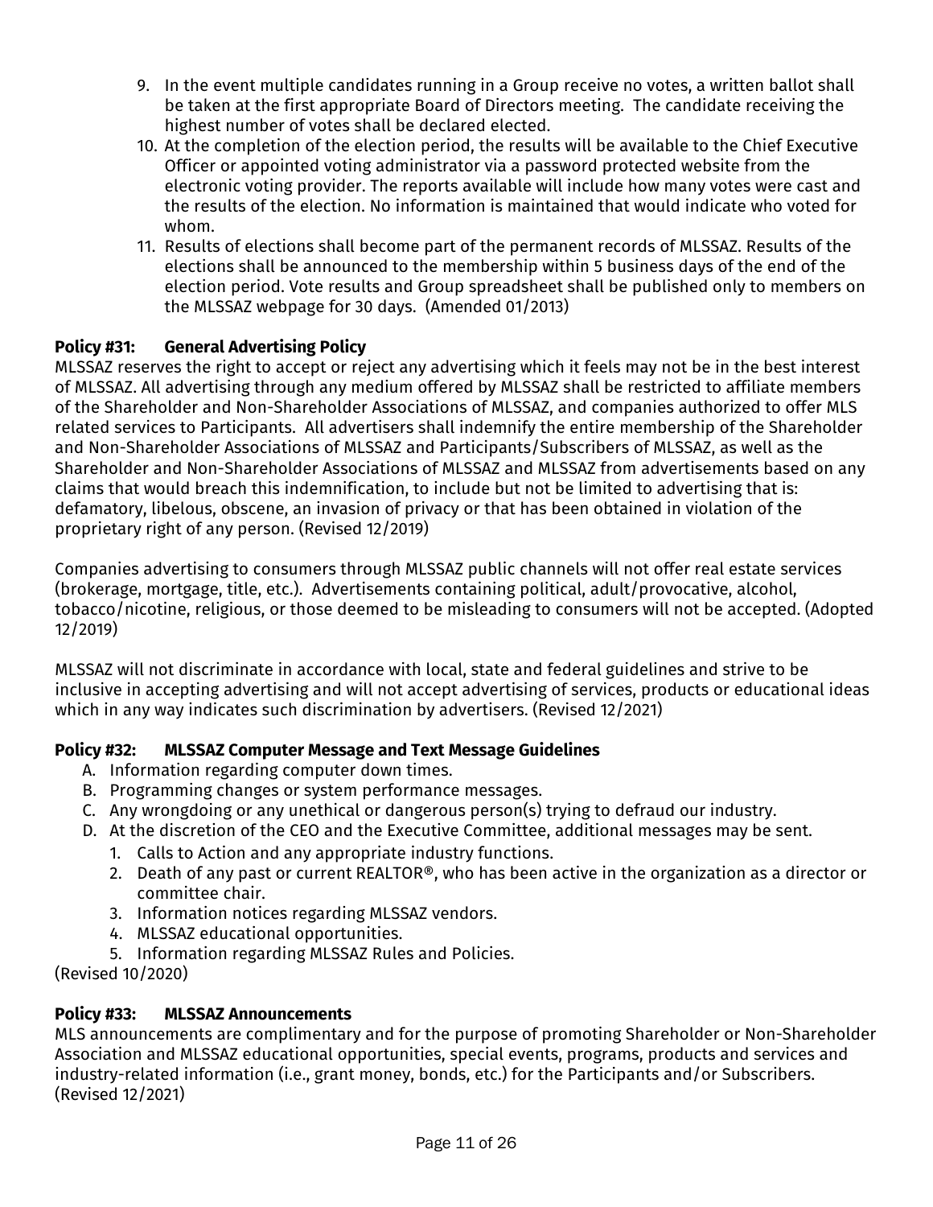9. In the event multiple candidates running in a Group receive no votes, a written ballot shall be taken at the first appropriate Board of Directors meeting. The candidate receiving the highest number of votes shall be declared elected.
10. At the completion of the election period, the results will be available to the Chief Executive Officer or appointed voting administrator via a password protected website from the electronic voting provider. The reports available will include how many votes were cast and the results of the election. No information is maintained that would indicate who voted for whom.
11. Results of elections shall become part of the permanent records of MLSSAZ. Results of the elections shall be announced to the membership within 5 business days of the end of the election period. Vote results and Group spreadsheet shall be published only to members on the MLSSAZ webpage for 30 days. (Amended 01/2013)

**Policy #31: General Advertising Policy**

MLSSAZ reserves the right to accept or reject any advertising which it feels may not be in the best interest of MLSSAZ. All advertising through any medium offered by MLSSAZ shall be restricted to affiliate members of the Shareholder and Non-Shareholder Associations of MLSSAZ, and companies authorized to offer MLS related services to Participants. All advertisers shall indemnify the entire membership of the Shareholder and Non-Shareholder Associations of MLSSAZ and Participants/Subscribers of MLSSAZ, as well as the Shareholder and Non-Shareholder Associations of MLSSAZ and MLSSAZ from advertisements based on any claims that would breach this indemnification, to include but not be limited to advertising that is: defamatory, libelous, obscene, an invasion of privacy or that has been obtained in violation of the proprietary right of any person. (Revised 12/2019)

Companies advertising to consumers through MLSSAZ public channels will not offer real estate services (brokerage, mortgage, title, etc.). Advertisements containing political, adult/provocative, alcohol, tobacco/nicotine, religious, or those deemed to be misleading to consumers will not be accepted. (Adopted 12/2019)

MLSSAZ will not discriminate in accordance with local, state and federal guidelines and strive to be inclusive in accepting advertising and will not accept advertising of services, products or educational ideas which in any way indicates such discrimination by advertisers. (Revised 12/2021)

**Policy #32: MLSSAZ Computer Message and Text Message Guidelines**

A. Information regarding computer down times.
B. Programming changes or system performance messages.
C. Any wrongdoing or any unethical or dangerous person(s) trying to defraud our industry.
D. At the discretion of the CEO and the Executive Committee, additional messages may be sent.
   1. Calls to Action and any appropriate industry functions.
   2. Death of any past or current REALTOR®, who has been active in the organization as a director or committee chair.
   3. Information notices regarding MLSSAZ vendors.
   4. MLSSAZ educational opportunities.
   5. Information regarding MLSSAZ Rules and Policies.

(Revised 10/2020)

**Policy #33: MLSSAZ Announcements**

MLS announcements are complimentary and for the purpose of promoting Shareholder or Non-Shareholder Association and MLSSAZ educational opportunities, special events, programs, products and services and industry-related information (i.e., grant money, bonds, etc.) for the Participants and/or Subscribers. (Revised 12/2021)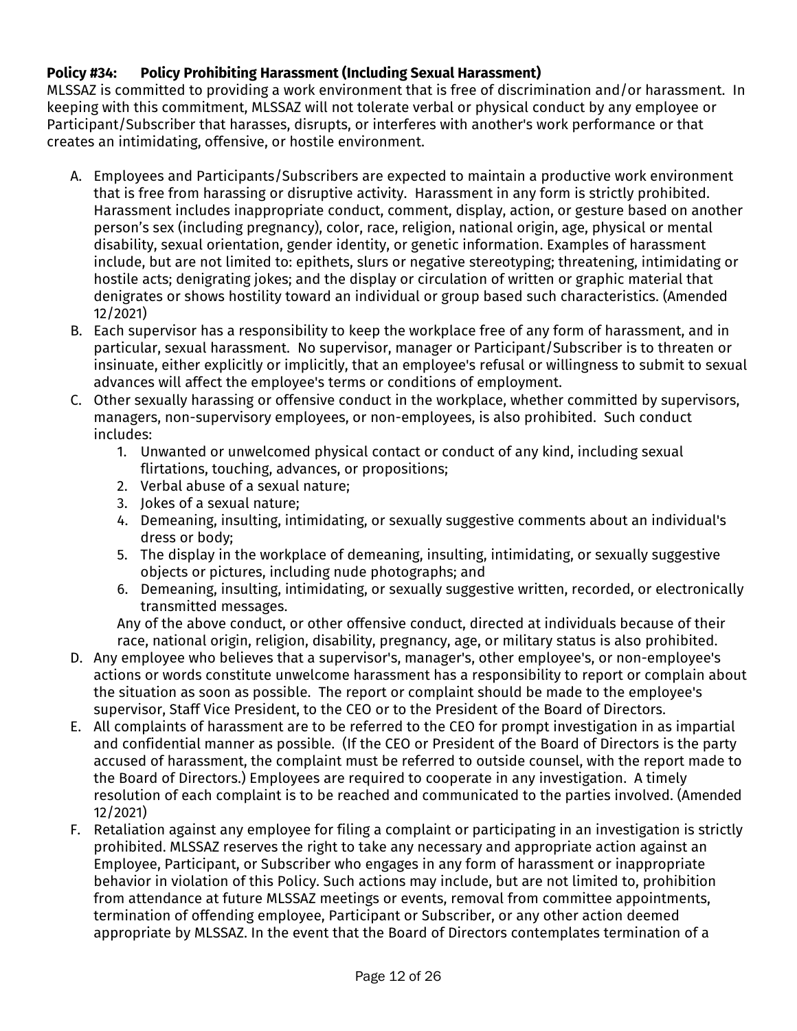### Policy #34: Policy Prohibiting Harassment (Including Sexual Harassment)

MLSSAZ is committed to providing a work environment that is free of discrimination and/or harassment. In keeping with this commitment, MLSSAZ will not tolerate verbal or physical conduct by any employee or Participant/Subscriber that harasses, disrupts, or interferes with another's work performance or that creates an intimidating, offensive, or hostile environment.

A. Employees and Participants/Subscribers are expected to maintain a productive work environment that is free from harassing or disruptive activity. Harassment in any form is strictly prohibited. Harassment includes inappropriate conduct, comment, display, action, or gesture based on another person's sex (including pregnancy), color, race, religion, national origin, age, physical or mental disability, sexual orientation, gender identity, or genetic information. Examples of harassment include, but are not limited to: epithets, slurs or negative stereotyping; threatening, intimidating or hostile acts; denigrating jokes; and the display or circulation of written or graphic material that denigrates or shows hostility toward an individual or group based such characteristics. (Amended 12/2021)

B. Each supervisor has a responsibility to keep the workplace free of any form of harassment, and in particular, sexual harassment. No supervisor, manager or Participant/Subscriber is to threaten or insinuate, either explicitly or implicitly, that an employee's refusal or willingness to submit to sexual advances will affect the employee's terms or conditions of employment.

C. Other sexually harassing or offensive conduct in the workplace, whether committed by supervisors, managers, non-supervisory employees, or non-employees, is also prohibited. Such conduct includes:
   1. Unwanted or unwelcomed physical contact or conduct of any kind, including sexual flirtations, touching, advances, or propositions;
   2. Verbal abuse of a sexual nature;
   3. Jokes of a sexual nature;
   4. Demeaning, insulting, intimidating, or sexually suggestive comments about an individual's dress or body;
   5. The display in the workplace of demeaning, insulting, intimidating, or sexually suggestive objects or pictures, including nude photographs; and
   6. Demeaning, insulting, intimidating, or sexually suggestive written, recorded, or electronically transmitted messages.

   Any of the above conduct, or other offensive conduct, directed at individuals because of their race, national origin, religion, disability, pregnancy, age, or military status is also prohibited.

D. Any employee who believes that a supervisor's, manager's, other employee's, or non-employee's actions or words constitute unwelcome harassment has a responsibility to report or complain about the situation as soon as possible. The report or complaint should be made to the employee's supervisor, Staff Vice President, to the CEO or to the President of the Board of Directors.

E. All complaints of harassment are to be referred to the CEO for prompt investigation in as impartial and confidential manner as possible. (If the CEO or President of the Board of Directors is the party accused of harassment, the complaint must be referred to outside counsel, with the report made to the Board of Directors.) Employees are required to cooperate in any investigation. A timely resolution of each complaint is to be reached and communicated to the parties involved. (Amended 12/2021)

F. Retaliation against any employee for filing a complaint or participating in an investigation is strictly prohibited. MLSSAZ reserves the right to take any necessary and appropriate action against an Employee, Participant, or Subscriber who engages in any form of harassment or inappropriate behavior in violation of this Policy. Such actions may include, but are not limited to, prohibition from attendance at future MLSSAZ meetings or events, removal from committee appointments, termination of offending employee, Participant or Subscriber, or any other action deemed appropriate by MLSSAZ. In the event that the Board of Directors contemplates termination of a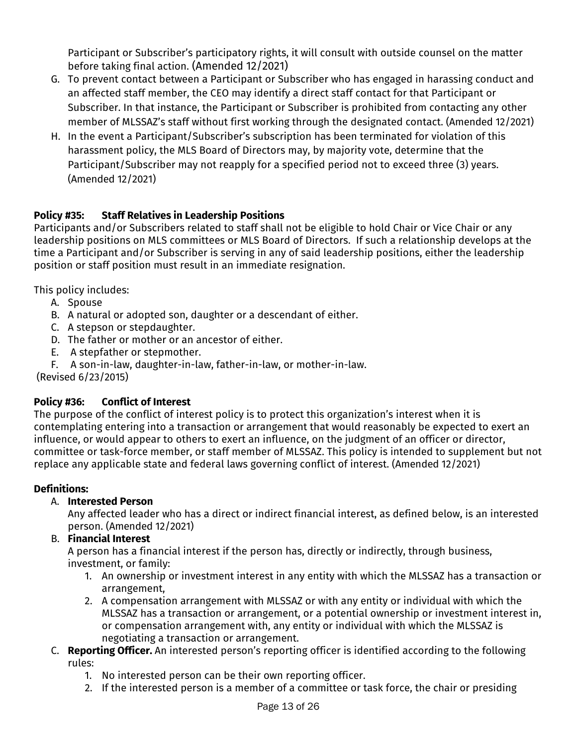Participant or Subscriber's participatory rights, it will consult with outside counsel on the matter before taking final action. (Amended 12/2021)

G. To prevent contact between a Participant or Subscriber who has engaged in harassing conduct and an affected staff member, the CEO may identify a direct staff contact for that Participant or Subscriber. In that instance, the Participant or Subscriber is prohibited from contacting any other member of MLSSAZ's staff without first working through the designated contact. (Amended 12/2021)
H. In the event a Participant/Subscriber's subscription has been terminated for violation of this harassment policy, the MLS Board of Directors may, by majority vote, determine that the Participant/Subscriber may not reapply for a specified period not to exceed three (3) years. (Amended 12/2021)

**Policy #35: Staff Relatives in Leadership Positions**

Participants and/or Subscribers related to staff shall not be eligible to hold Chair or Vice Chair or any leadership positions on MLS committees or MLS Board of Directors. If such a relationship develops at the time a Participant and/or Subscriber is serving in any of said leadership positions, either the leadership position or staff position must result in an immediate resignation.

This policy includes:

A. Spouse
B. A natural or adopted son, daughter or a descendant of either.
C. A stepson or stepdaughter.
D. The father or mother or an ancestor of either.
E. A stepfather or stepmother.
F. A son-in-law, daughter-in-law, father-in-law, or mother-in-law.

(Revised 6/23/2015)

**Policy #36: Conflict of Interest**

The purpose of the conflict of interest policy is to protect this organization's interest when it is contemplating entering into a transaction or arrangement that would reasonably be expected to exert an influence, or would appear to others to exert an influence, on the judgment of an officer or director, committee or task-force member, or staff member of MLSSAZ. This policy is intended to supplement but not replace any applicable state and federal laws governing conflict of interest. (Amended 12/2021)

**Definitions:**

A. **Interested Person**
   Any affected leader who has a direct or indirect financial interest, as defined below, is an interested person. (Amended 12/2021)
B. **Financial Interest**
   A person has a financial interest if the person has, directly or indirectly, through business, investment, or family:
   1. An ownership or investment interest in any entity with which the MLSSAZ has a transaction or arrangement,
   2. A compensation arrangement with MLSSAZ or with any entity or individual with which the MLSSAZ has a transaction or arrangement, or a potential ownership or investment interest in, or compensation arrangement with, any entity or individual with which the MLSSAZ is negotiating a transaction or arrangement.
C. **Reporting Officer.** An interested person's reporting officer is identified according to the following rules:
   1. No interested person can be their own reporting officer.
   2. If the interested person is a member of a committee or task force, the chair or presiding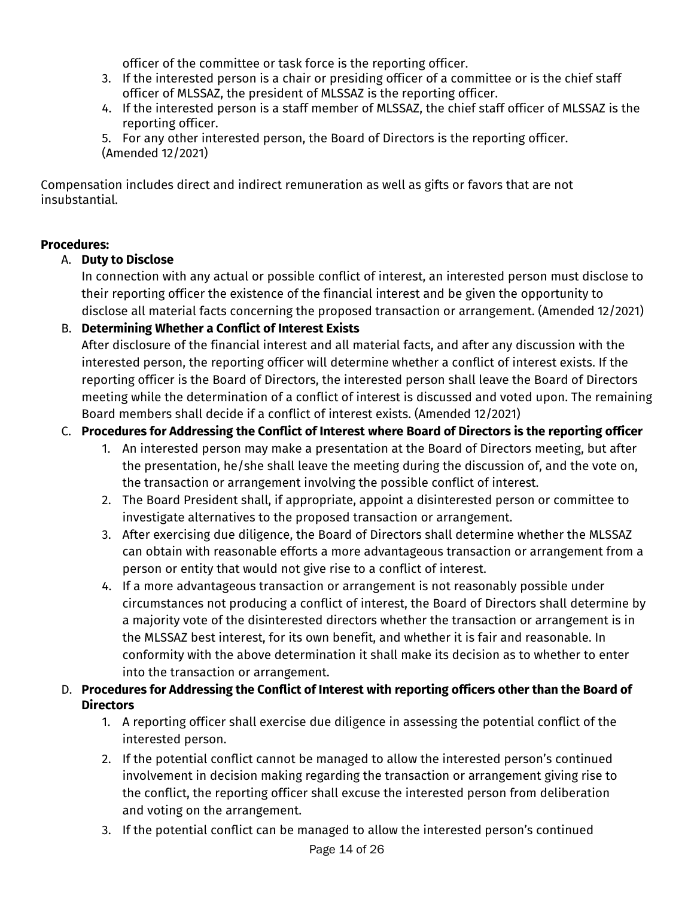officer of the committee or task force is the reporting officer.

3. If the interested person is a chair or presiding officer of a committee or is the chief staff officer of MLSSAZ, the president of MLSSAZ is the reporting officer.
4. If the interested person is a staff member of MLSSAZ, the chief staff officer of MLSSAZ is the reporting officer.
5. For any other interested person, the Board of Directors is the reporting officer.

(Amended 12/2021)

Compensation includes direct and indirect remuneration as well as gifts or favors that are not insubstantial.

**Procedures:**

A. **Duty to Disclose**
   In connection with any actual or possible conflict of interest, an interested person must disclose to their reporting officer the existence of the financial interest and be given the opportunity to disclose all material facts concerning the proposed transaction or arrangement. (Amended 12/2021)

B. **Determining Whether a Conflict of Interest Exists**
   After disclosure of the financial interest and all material facts, and after any discussion with the interested person, the reporting officer will determine whether a conflict of interest exists. If the reporting officer is the Board of Directors, the interested person shall leave the Board of Directors meeting while the determination of a conflict of interest is discussed and voted upon. The remaining Board members shall decide if a conflict of interest exists. (Amended 12/2021)

C. **Procedures for Addressing the Conflict of Interest where Board of Directors is the reporting officer**
   1. An interested person may make a presentation at the Board of Directors meeting, but after the presentation, he/she shall leave the meeting during the discussion of, and the vote on, the transaction or arrangement involving the possible conflict of interest.
   2. The Board President shall, if appropriate, appoint a disinterested person or committee to investigate alternatives to the proposed transaction or arrangement.
   3. After exercising due diligence, the Board of Directors shall determine whether the MLSSAZ can obtain with reasonable efforts a more advantageous transaction or arrangement from a person or entity that would not give rise to a conflict of interest.
   4. If a more advantageous transaction or arrangement is not reasonably possible under circumstances not producing a conflict of interest, the Board of Directors shall determine by a majority vote of the disinterested directors whether the transaction or arrangement is in the MLSSAZ best interest, for its own benefit, and whether it is fair and reasonable. In conformity with the above determination it shall make its decision as to whether to enter into the transaction or arrangement.

D. **Procedures for Addressing the Conflict of Interest with reporting officers other than the Board of Directors**
   1. A reporting officer shall exercise due diligence in assessing the potential conflict of the interested person.
   2. If the potential conflict cannot be managed to allow the interested person's continued involvement in decision making regarding the transaction or arrangement giving rise to the conflict, the reporting officer shall excuse the interested person from deliberation and voting on the arrangement.
   3. If the potential conflict can be managed to allow the interested person's continued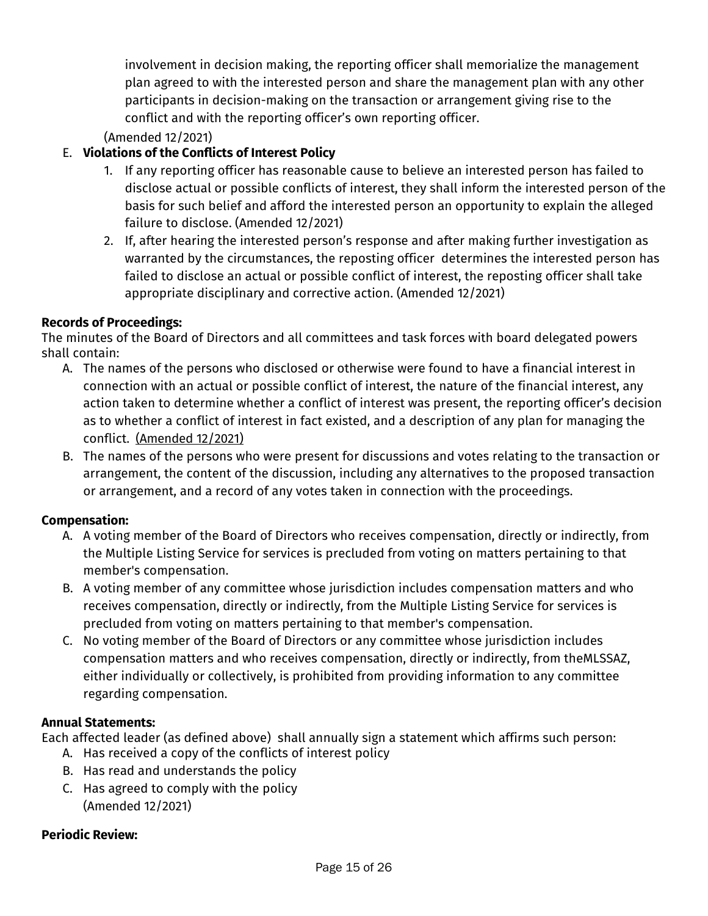involvement in decision making, the reporting officer shall memorialize the management plan agreed to with the interested person and share the management plan with any other participants in decision-making on the transaction or arrangement giving rise to the conflict and with the reporting officer's own reporting officer.

(Amended 12/2021)

E. **Violations of the Conflicts of Interest Policy**
   1. If any reporting officer has reasonable cause to believe an interested person has failed to disclose actual or possible conflicts of interest, they shall inform the interested person of the basis for such belief and afford the interested person an opportunity to explain the alleged failure to disclose. (Amended 12/2021)
   2. If, after hearing the interested person's response and after making further investigation as warranted by the circumstances, the reposting officer determines the interested person has failed to disclose an actual or possible conflict of interest, the reposting officer shall take appropriate disciplinary and corrective action. (Amended 12/2021)

**Records of Proceedings:**
The minutes of the Board of Directors and all committees and task forces with board delegated powers shall contain:

A. The names of the persons who disclosed or otherwise were found to have a financial interest in connection with an actual or possible conflict of interest, the nature of the financial interest, any action taken to determine whether a conflict of interest was present, the reporting officer's decision as to whether a conflict of interest in fact existed, and a description of any plan for managing the conflict. (Amended 12/2021)
B. The names of the persons who were present for discussions and votes relating to the transaction or arrangement, the content of the discussion, including any alternatives to the proposed transaction or arrangement, and a record of any votes taken in connection with the proceedings.

**Compensation:**

A. A voting member of the Board of Directors who receives compensation, directly or indirectly, from the Multiple Listing Service for services is precluded from voting on matters pertaining to that member's compensation.
B. A voting member of any committee whose jurisdiction includes compensation matters and who receives compensation, directly or indirectly, from the Multiple Listing Service for services is precluded from voting on matters pertaining to that member's compensation.
C. No voting member of the Board of Directors or any committee whose jurisdiction includes compensation matters and who receives compensation, directly or indirectly, from theMLSSAZ, either individually or collectively, is prohibited from providing information to any committee regarding compensation.

**Annual Statements:**
Each affected leader (as defined above) shall annually sign a statement which affirms such person:

A. Has received a copy of the conflicts of interest policy
B. Has read and understands the policy
C. Has agreed to comply with the policy
   (Amended 12/2021)

**Periodic Review:**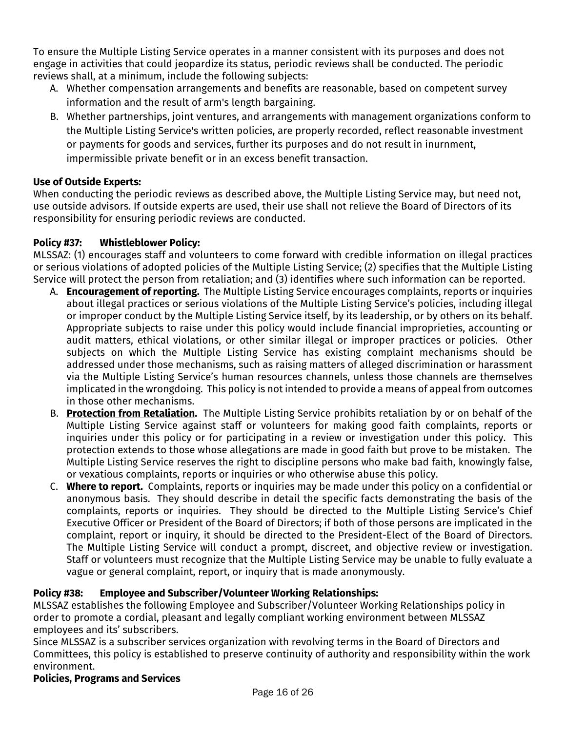To ensure the Multiple Listing Service operates in a manner consistent with its purposes and does not engage in activities that could jeopardize its status, periodic reviews shall be conducted. The periodic reviews shall, at a minimum, include the following subjects:

A. Whether compensation arrangements and benefits are reasonable, based on competent survey information and the result of arm's length bargaining.
B. Whether partnerships, joint ventures, and arrangements with management organizations conform to the Multiple Listing Service's written policies, are properly recorded, reflect reasonable investment or payments for goods and services, further its purposes and do not result in inurnment, impermissible private benefit or in an excess benefit transaction.

**Use of Outside Experts:**
When conducting the periodic reviews as described above, the Multiple Listing Service may, but need not, use outside advisors. If outside experts are used, their use shall not relieve the Board of Directors of its responsibility for ensuring periodic reviews are conducted.

**Policy #37: Whistleblower Policy:**
MLSSAZ: (1) encourages staff and volunteers to come forward with credible information on illegal practices or serious violations of adopted policies of the Multiple Listing Service; (2) specifies that the Multiple Listing Service will protect the person from retaliation; and (3) identifies where such information can be reported.

A. **<u>Encouragement of reporting.</u>** The Multiple Listing Service encourages complaints, reports or inquiries about illegal practices or serious violations of the Multiple Listing Service's policies, including illegal or improper conduct by the Multiple Listing Service itself, by its leadership, or by others on its behalf. Appropriate subjects to raise under this policy would include financial improprieties, accounting or audit matters, ethical violations, or other similar illegal or improper practices or policies. Other subjects on which the Multiple Listing Service has existing complaint mechanisms should be addressed under those mechanisms, such as raising matters of alleged discrimination or harassment via the Multiple Listing Service's human resources channels, unless those channels are themselves implicated in the wrongdoing. This policy is not intended to provide a means of appeal from outcomes in those other mechanisms.
B. **<u>Protection from Retaliation</u>.** The Multiple Listing Service prohibits retaliation by or on behalf of the Multiple Listing Service against staff or volunteers for making good faith complaints, reports or inquiries under this policy or for participating in a review or investigation under this policy. This protection extends to those whose allegations are made in good faith but prove to be mistaken. The Multiple Listing Service reserves the right to discipline persons who make bad faith, knowingly false, or vexatious complaints, reports or inquiries or who otherwise abuse this policy.
C. **<u>Where to report.</u>** Complaints, reports or inquiries may be made under this policy on a confidential or anonymous basis. They should describe in detail the specific facts demonstrating the basis of the complaints, reports or inquiries. They should be directed to the Multiple Listing Service's Chief Executive Officer or President of the Board of Directors; if both of those persons are implicated in the complaint, report or inquiry, it should be directed to the President-Elect of the Board of Directors. The Multiple Listing Service will conduct a prompt, discreet, and objective review or investigation. Staff or volunteers must recognize that the Multiple Listing Service may be unable to fully evaluate a vague or general complaint, report, or inquiry that is made anonymously.

**Policy #38: Employee and Subscriber/Volunteer Working Relationships:**
MLSSAZ establishes the following Employee and Subscriber/Volunteer Working Relationships policy in order to promote a cordial, pleasant and legally compliant working environment between MLSSAZ employees and its' subscribers.
Since MLSSAZ is a subscriber services organization with revolving terms in the Board of Directors and Committees, this policy is established to preserve continuity of authority and responsibility within the work environment.

**Policies, Programs and Services**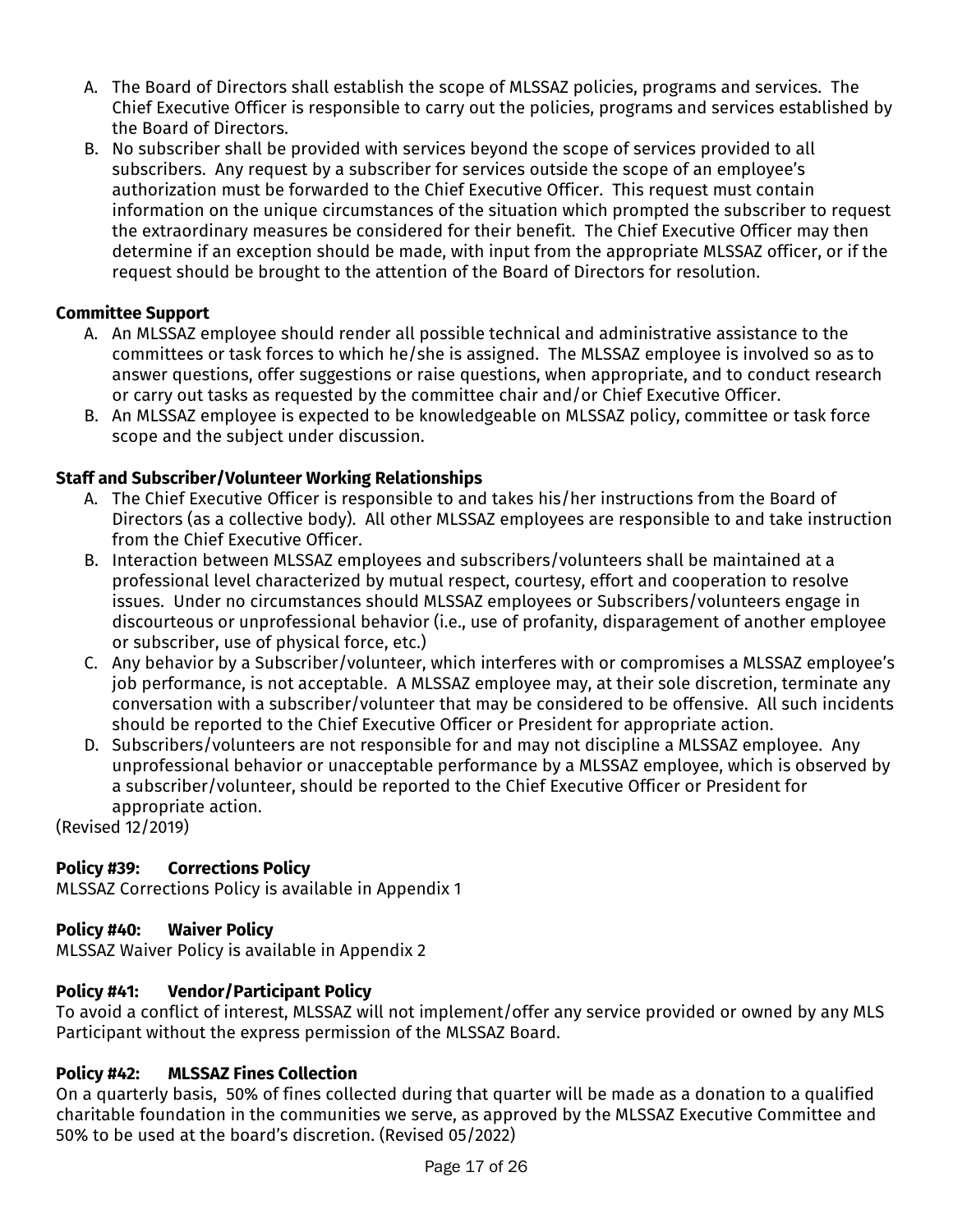A. The Board of Directors shall establish the scope of MLSSAZ policies, programs and services. The Chief Executive Officer is responsible to carry out the policies, programs and services established by the Board of Directors.
B. No subscriber shall be provided with services beyond the scope of services provided to all subscribers. Any request by a subscriber for services outside the scope of an employee's authorization must be forwarded to the Chief Executive Officer. This request must contain information on the unique circumstances of the situation which prompted the subscriber to request the extraordinary measures be considered for their benefit. The Chief Executive Officer may then determine if an exception should be made, with input from the appropriate MLSSAZ officer, or if the request should be brought to the attention of the Board of Directors for resolution.

**Committee Support**

A. An MLSSAZ employee should render all possible technical and administrative assistance to the committees or task forces to which he/she is assigned. The MLSSAZ employee is involved so as to answer questions, offer suggestions or raise questions, when appropriate, and to conduct research or carry out tasks as requested by the committee chair and/or Chief Executive Officer.
B. An MLSSAZ employee is expected to be knowledgeable on MLSSAZ policy, committee or task force scope and the subject under discussion.

**Staff and Subscriber/Volunteer Working Relationships**

A. The Chief Executive Officer is responsible to and takes his/her instructions from the Board of Directors (as a collective body). All other MLSSAZ employees are responsible to and take instruction from the Chief Executive Officer.
B. Interaction between MLSSAZ employees and subscribers/volunteers shall be maintained at a professional level characterized by mutual respect, courtesy, effort and cooperation to resolve issues. Under no circumstances should MLSSAZ employees or Subscribers/volunteers engage in discourteous or unprofessional behavior (i.e., use of profanity, disparagement of another employee or subscriber, use of physical force, etc.)
C. Any behavior by a Subscriber/volunteer, which interferes with or compromises a MLSSAZ employee's job performance, is not acceptable. A MLSSAZ employee may, at their sole discretion, terminate any conversation with a subscriber/volunteer that may be considered to be offensive. All such incidents should be reported to the Chief Executive Officer or President for appropriate action.
D. Subscribers/volunteers are not responsible for and may not discipline a MLSSAZ employee. Any unprofessional behavior or unacceptable performance by a MLSSAZ employee, which is observed by a subscriber/volunteer, should be reported to the Chief Executive Officer or President for appropriate action.

(Revised 12/2019)

**Policy #39: Corrections Policy**

MLSSAZ Corrections Policy is available in Appendix 1

**Policy #40: Waiver Policy**

MLSSAZ Waiver Policy is available in Appendix 2

**Policy #41: Vendor/Participant Policy**

To avoid a conflict of interest, MLSSAZ will not implement/offer any service provided or owned by any MLS Participant without the express permission of the MLSSAZ Board.

**Policy #42: MLSSAZ Fines Collection**

On a quarterly basis, 50% of fines collected during that quarter will be made as a donation to a qualified charitable foundation in the communities we serve, as approved by the MLSSAZ Executive Committee and 50% to be used at the board's discretion. (Revised 05/2022)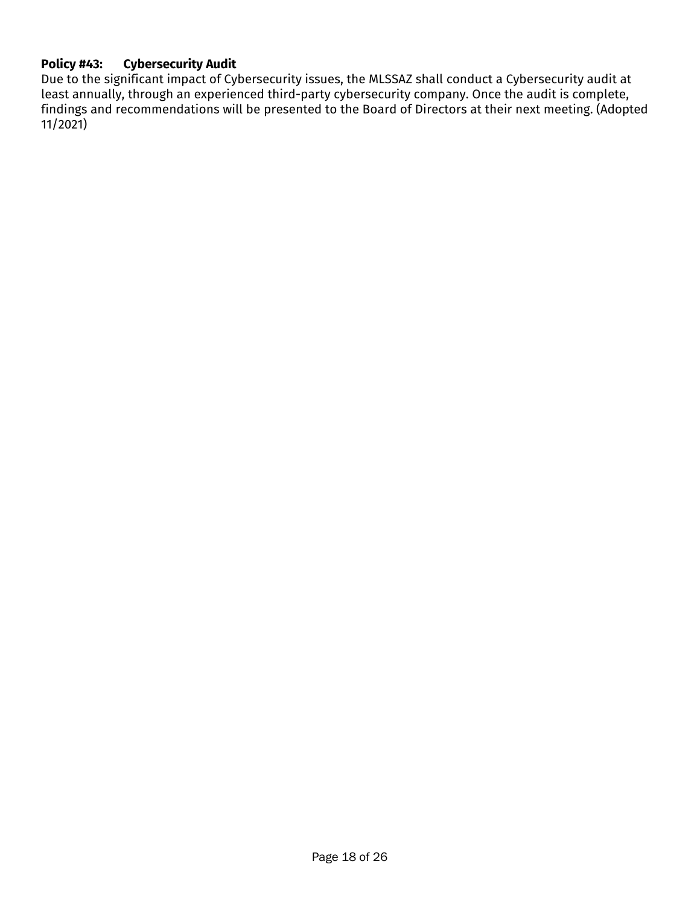**Policy #43: Cybersecurity Audit**

Due to the significant impact of Cybersecurity issues, the MLSSAZ shall conduct a Cybersecurity audit at least annually, through an experienced third-party cybersecurity company. Once the audit is complete, findings and recommendations will be presented to the Board of Directors at their next meeting. (Adopted 11/2021)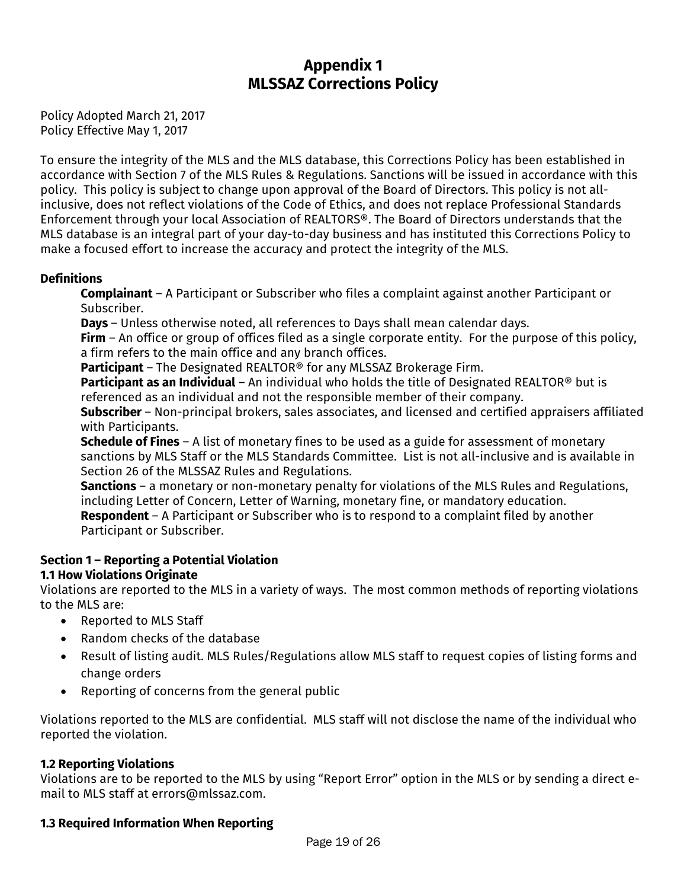# Appendix 1
# MLSSAZ Corrections Policy

Policy Adopted March 21, 2017
Policy Effective May 1, 2017

To ensure the integrity of the MLS and the MLS database, this Corrections Policy has been established in accordance with Section 7 of the MLS Rules & Regulations. Sanctions will be issued in accordance with this policy. This policy is subject to change upon approval of the Board of Directors. This policy is not all-inclusive, does not reflect violations of the Code of Ethics, and does not replace Professional Standards Enforcement through your local Association of REALTORS®. The Board of Directors understands that the MLS database is an integral part of your day-to-day business and has instituted this Corrections Policy to make a focused effort to increase the accuracy and protect the integrity of the MLS.

**Definitions**

**Complainant** – A Participant or Subscriber who files a complaint against another Participant or Subscriber.
**Days** – Unless otherwise noted, all references to Days shall mean calendar days.
**Firm** – An office or group of offices filed as a single corporate entity. For the purpose of this policy, a firm refers to the main office and any branch offices.
**Participant** – The Designated REALTOR® for any MLSSAZ Brokerage Firm.
**Participant as an Individual** – An individual who holds the title of Designated REALTOR® but is referenced as an individual and not the responsible member of their company.
**Subscriber** – Non-principal brokers, sales associates, and licensed and certified appraisers affiliated with Participants.
**Schedule of Fines** – A list of monetary fines to be used as a guide for assessment of monetary sanctions by MLS Staff or the MLS Standards Committee. List is not all-inclusive and is available in Section 26 of the MLSSAZ Rules and Regulations.
**Sanctions** – a monetary or non-monetary penalty for violations of the MLS Rules and Regulations, including Letter of Concern, Letter of Warning, monetary fine, or mandatory education.
**Respondent** – A Participant or Subscriber who is to respond to a complaint filed by another Participant or Subscriber.

**Section 1 – Reporting a Potential Violation**
**1.1 How Violations Originate**
Violations are reported to the MLS in a variety of ways. The most common methods of reporting violations to the MLS are:

- Reported to MLS Staff
- Random checks of the database
- Result of listing audit. MLS Rules/Regulations allow MLS staff to request copies of listing forms and change orders
- Reporting of concerns from the general public

Violations reported to the MLS are confidential. MLS staff will not disclose the name of the individual who reported the violation.

**1.2 Reporting Violations**
Violations are to be reported to the MLS by using "Report Error" option in the MLS or by sending a direct e-mail to MLS staff at errors@mlssaz.com.

**1.3 Required Information When Reporting**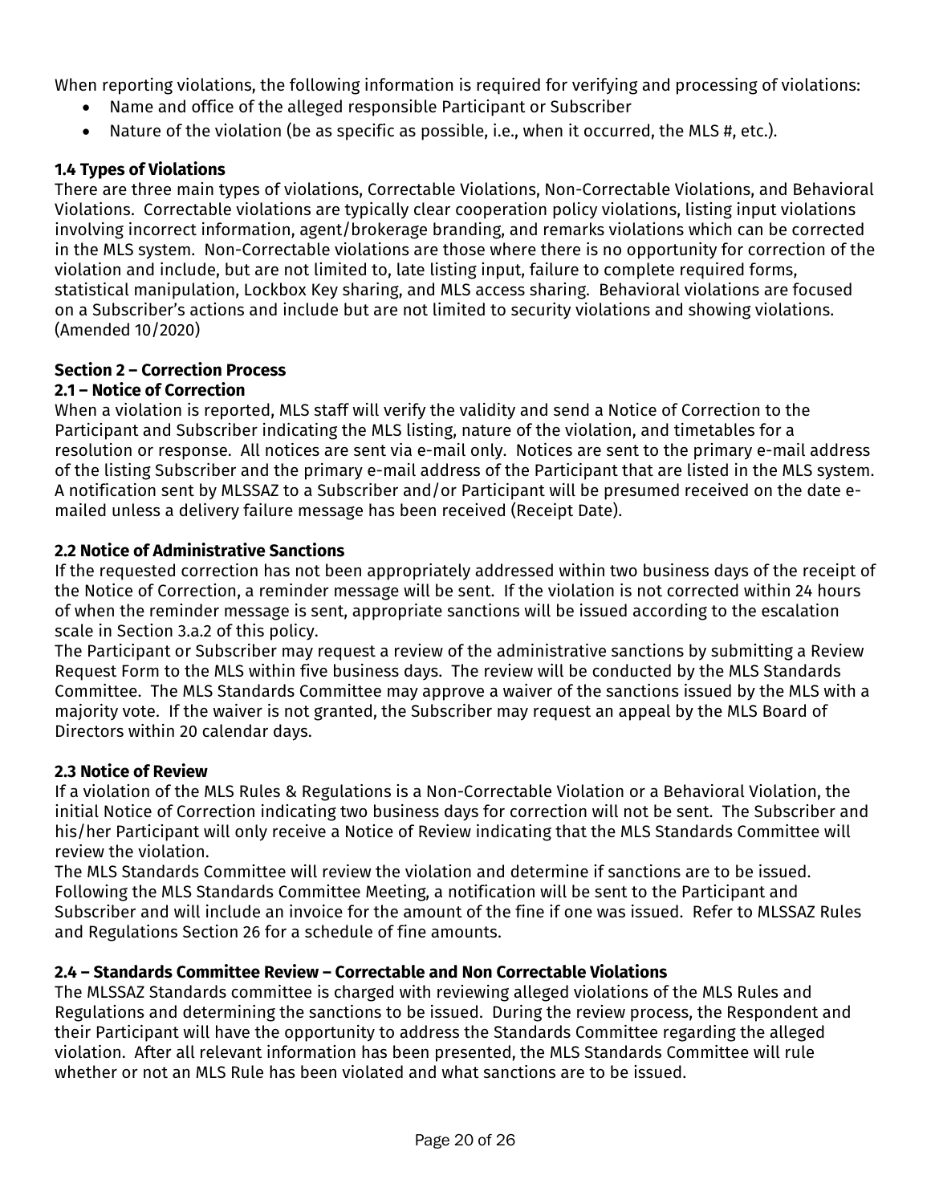When reporting violations, the following information is required for verifying and processing of violations:

- Name and office of the alleged responsible Participant or Subscriber
- Nature of the violation (be as specific as possible, i.e., when it occurred, the MLS #, etc.).

### 1.4 Types of Violations

There are three main types of violations, Correctable Violations, Non-Correctable Violations, and Behavioral Violations. Correctable violations are typically clear cooperation policy violations, listing input violations involving incorrect information, agent/brokerage branding, and remarks violations which can be corrected in the MLS system. Non-Correctable violations are those where there is no opportunity for correction of the violation and include, but are not limited to, late listing input, failure to complete required forms, statistical manipulation, Lockbox Key sharing, and MLS access sharing. Behavioral violations are focused on a Subscriber's actions and include but are not limited to security violations and showing violations. (Amended 10/2020)

## Section 2 – Correction Process

### 2.1 – Notice of Correction

When a violation is reported, MLS staff will verify the validity and send a Notice of Correction to the Participant and Subscriber indicating the MLS listing, nature of the violation, and timetables for a resolution or response. All notices are sent via e-mail only. Notices are sent to the primary e-mail address of the listing Subscriber and the primary e-mail address of the Participant that are listed in the MLS system. A notification sent by MLSSAZ to a Subscriber and/or Participant will be presumed received on the date e-mailed unless a delivery failure message has been received (Receipt Date).

### 2.2 Notice of Administrative Sanctions

If the requested correction has not been appropriately addressed within two business days of the receipt of the Notice of Correction, a reminder message will be sent. If the violation is not corrected within 24 hours of when the reminder message is sent, appropriate sanctions will be issued according to the escalation scale in Section 3.a.2 of this policy.

The Participant or Subscriber may request a review of the administrative sanctions by submitting a Review Request Form to the MLS within five business days. The review will be conducted by the MLS Standards Committee. The MLS Standards Committee may approve a waiver of the sanctions issued by the MLS with a majority vote. If the waiver is not granted, the Subscriber may request an appeal by the MLS Board of Directors within 20 calendar days.

### 2.3 Notice of Review

If a violation of the MLS Rules & Regulations is a Non-Correctable Violation or a Behavioral Violation, the initial Notice of Correction indicating two business days for correction will not be sent. The Subscriber and his/her Participant will only receive a Notice of Review indicating that the MLS Standards Committee will review the violation.

The MLS Standards Committee will review the violation and determine if sanctions are to be issued. Following the MLS Standards Committee Meeting, a notification will be sent to the Participant and Subscriber and will include an invoice for the amount of the fine if one was issued. Refer to MLSSAZ Rules and Regulations Section 26 for a schedule of fine amounts.

### 2.4 – Standards Committee Review – Correctable and Non Correctable Violations

The MLSSAZ Standards committee is charged with reviewing alleged violations of the MLS Rules and Regulations and determining the sanctions to be issued. During the review process, the Respondent and their Participant will have the opportunity to address the Standards Committee regarding the alleged violation. After all relevant information has been presented, the MLS Standards Committee will rule whether or not an MLS Rule has been violated and what sanctions are to be issued.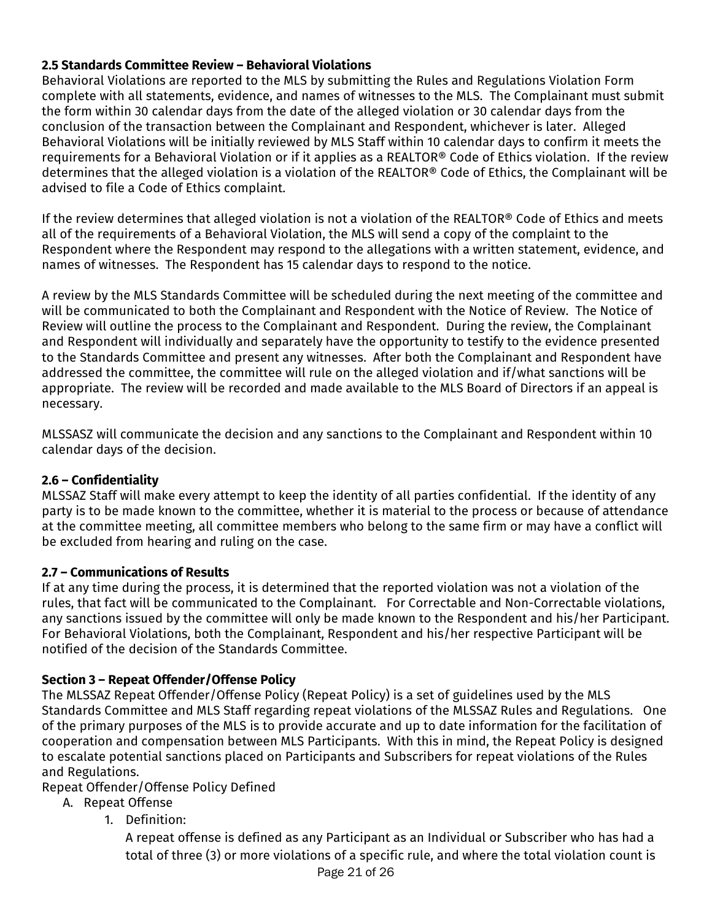**2.5 Standards Committee Review – Behavioral Violations**

Behavioral Violations are reported to the MLS by submitting the Rules and Regulations Violation Form complete with all statements, evidence, and names of witnesses to the MLS. The Complainant must submit the form within 30 calendar days from the date of the alleged violation or 30 calendar days from the conclusion of the transaction between the Complainant and Respondent, whichever is later. Alleged Behavioral Violations will be initially reviewed by MLS Staff within 10 calendar days to confirm it meets the requirements for a Behavioral Violation or if it applies as a REALTOR® Code of Ethics violation. If the review determines that the alleged violation is a violation of the REALTOR® Code of Ethics, the Complainant will be advised to file a Code of Ethics complaint.

If the review determines that alleged violation is not a violation of the REALTOR® Code of Ethics and meets all of the requirements of a Behavioral Violation, the MLS will send a copy of the complaint to the Respondent where the Respondent may respond to the allegations with a written statement, evidence, and names of witnesses. The Respondent has 15 calendar days to respond to the notice.

A review by the MLS Standards Committee will be scheduled during the next meeting of the committee and will be communicated to both the Complainant and Respondent with the Notice of Review. The Notice of Review will outline the process to the Complainant and Respondent. During the review, the Complainant and Respondent will individually and separately have the opportunity to testify to the evidence presented to the Standards Committee and present any witnesses. After both the Complainant and Respondent have addressed the committee, the committee will rule on the alleged violation and if/what sanctions will be appropriate. The review will be recorded and made available to the MLS Board of Directors if an appeal is necessary.

MLSSASZ will communicate the decision and any sanctions to the Complainant and Respondent within 10 calendar days of the decision.

**2.6 – Confidentiality**

MLSSAZ Staff will make every attempt to keep the identity of all parties confidential. If the identity of any party is to be made known to the committee, whether it is material to the process or because of attendance at the committee meeting, all committee members who belong to the same firm or may have a conflict will be excluded from hearing and ruling on the case.

**2.7 – Communications of Results**

If at any time during the process, it is determined that the reported violation was not a violation of the rules, that fact will be communicated to the Complainant. For Correctable and Non-Correctable violations, any sanctions issued by the committee will only be made known to the Respondent and his/her Participant. For Behavioral Violations, both the Complainant, Respondent and his/her respective Participant will be notified of the decision of the Standards Committee.

**Section 3 – Repeat Offender/Offense Policy**

The MLSSAZ Repeat Offender/Offense Policy (Repeat Policy) is a set of guidelines used by the MLS Standards Committee and MLS Staff regarding repeat violations of the MLSSAZ Rules and Regulations. One of the primary purposes of the MLS is to provide accurate and up to date information for the facilitation of cooperation and compensation between MLS Participants. With this in mind, the Repeat Policy is designed to escalate potential sanctions placed on Participants and Subscribers for repeat violations of the Rules and Regulations.

Repeat Offender/Offense Policy Defined

A. Repeat Offense
    1. Definition:
       A repeat offense is defined as any Participant as an Individual or Subscriber who has had a total of three (3) or more violations of a specific rule, and where the total violation count is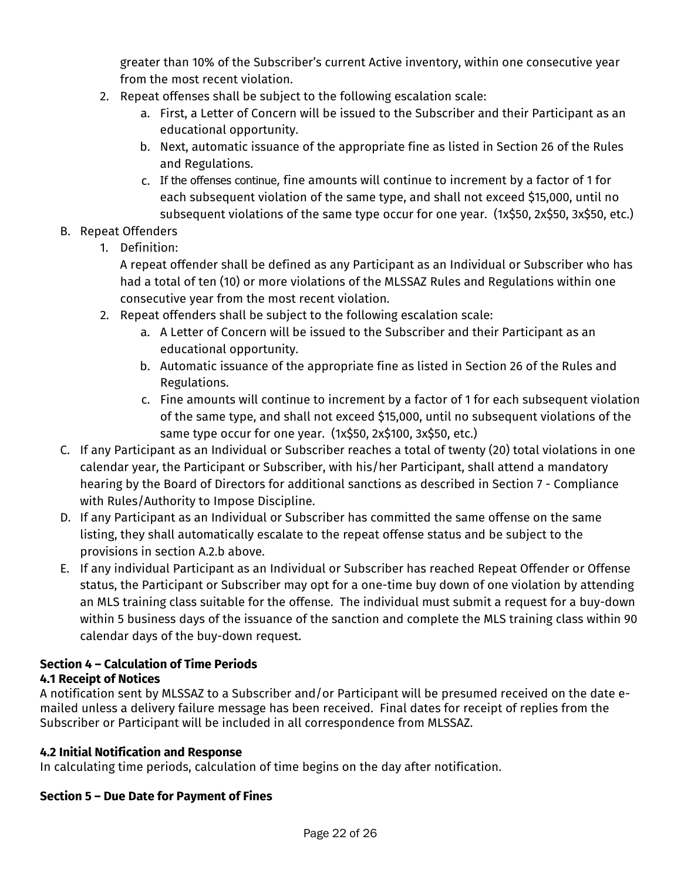greater than 10% of the Subscriber's current Active inventory, within one consecutive year from the most recent violation.

2. Repeat offenses shall be subject to the following escalation scale:
   a. First, a Letter of Concern will be issued to the Subscriber and their Participant as an educational opportunity.
   b. Next, automatic issuance of the appropriate fine as listed in Section 26 of the Rules and Regulations.
   c. If the offenses continue, fine amounts will continue to increment by a factor of 1 for each subsequent violation of the same type, and shall not exceed $15,000, until no subsequent violations of the same type occur for one year. (1x$50, 2x$50, 3x$50, etc.)

B. Repeat Offenders

1. Definition:
   A repeat offender shall be defined as any Participant as an Individual or Subscriber who has had a total of ten (10) or more violations of the MLSSAZ Rules and Regulations within one consecutive year from the most recent violation.
2. Repeat offenders shall be subject to the following escalation scale:
   a. A Letter of Concern will be issued to the Subscriber and their Participant as an educational opportunity.
   b. Automatic issuance of the appropriate fine as listed in Section 26 of the Rules and Regulations.
   c. Fine amounts will continue to increment by a factor of 1 for each subsequent violation of the same type, and shall not exceed $15,000, until no subsequent violations of the same type occur for one year. (1x$50, 2x$100, 3x$50, etc.)

C. If any Participant as an Individual or Subscriber reaches a total of twenty (20) total violations in one calendar year, the Participant or Subscriber, with his/her Participant, shall attend a mandatory hearing by the Board of Directors for additional sanctions as described in Section 7 - Compliance with Rules/Authority to Impose Discipline.

D. If any Participant as an Individual or Subscriber has committed the same offense on the same listing, they shall automatically escalate to the repeat offense status and be subject to the provisions in section A.2.b above.

E. If any individual Participant as an Individual or Subscriber has reached Repeat Offender or Offense status, the Participant or Subscriber may opt for a one-time buy down of one violation by attending an MLS training class suitable for the offense. The individual must submit a request for a buy-down within 5 business days of the issuance of the sanction and complete the MLS training class within 90 calendar days of the buy-down request.

**Section 4 – Calculation of Time Periods**

**4.1 Receipt of Notices**

A notification sent by MLSSAZ to a Subscriber and/or Participant will be presumed received on the date e-mailed unless a delivery failure message has been received. Final dates for receipt of replies from the Subscriber or Participant will be included in all correspondence from MLSSAZ.

**4.2 Initial Notification and Response**

In calculating time periods, calculation of time begins on the day after notification.

**Section 5 – Due Date for Payment of Fines**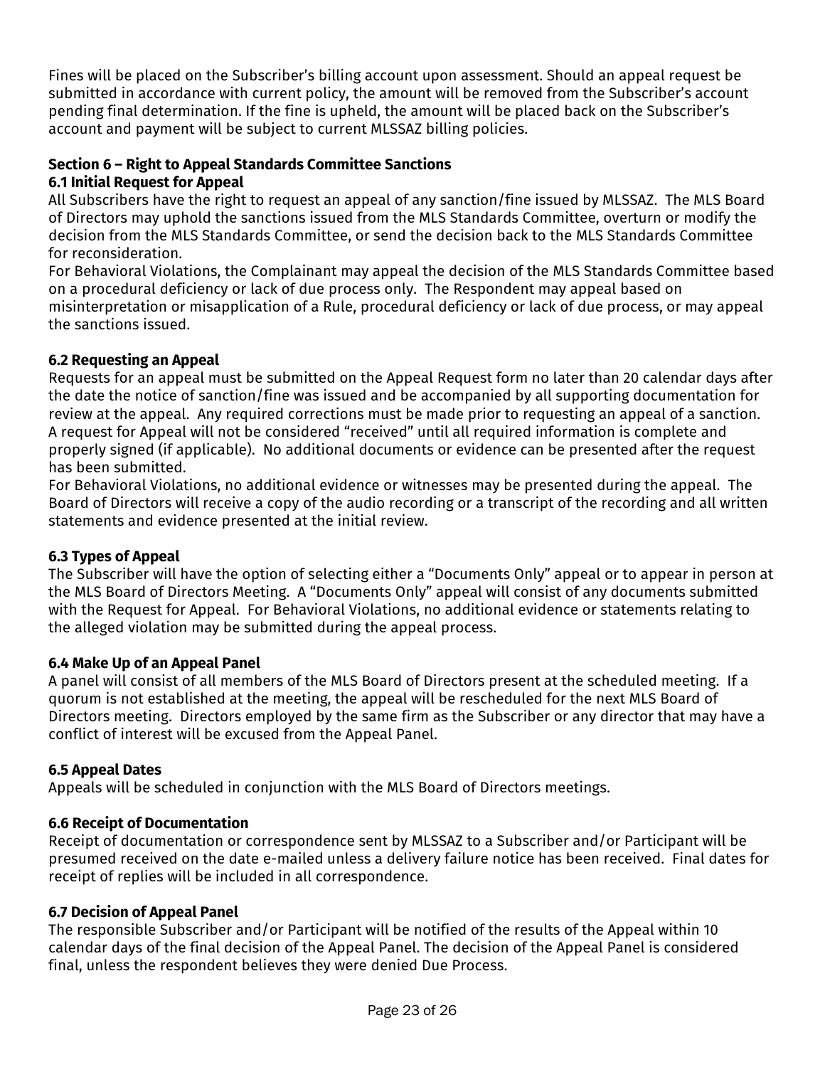Fines will be placed on the Subscriber's billing account upon assessment. Should an appeal request be submitted in accordance with current policy, the amount will be removed from the Subscriber's account pending final determination. If the fine is upheld, the amount will be placed back on the Subscriber's account and payment will be subject to current MLSSAZ billing policies.

## Section 6 – Right to Appeal Standards Committee Sanctions

### 6.1 Initial Request for Appeal

All Subscribers have the right to request an appeal of any sanction/fine issued by MLSSAZ. The MLS Board of Directors may uphold the sanctions issued from the MLS Standards Committee, overturn or modify the decision from the MLS Standards Committee, or send the decision back to the MLS Standards Committee for reconsideration.

For Behavioral Violations, the Complainant may appeal the decision of the MLS Standards Committee based on a procedural deficiency or lack of due process only. The Respondent may appeal based on misinterpretation or misapplication of a Rule, procedural deficiency or lack of due process, or may appeal the sanctions issued.

### 6.2 Requesting an Appeal

Requests for an appeal must be submitted on the Appeal Request form no later than 20 calendar days after the date the notice of sanction/fine was issued and be accompanied by all supporting documentation for review at the appeal. Any required corrections must be made prior to requesting an appeal of a sanction. A request for Appeal will not be considered "received" until all required information is complete and properly signed (if applicable). No additional documents or evidence can be presented after the request has been submitted.

For Behavioral Violations, no additional evidence or witnesses may be presented during the appeal. The Board of Directors will receive a copy of the audio recording or a transcript of the recording and all written statements and evidence presented at the initial review.

### 6.3 Types of Appeal

The Subscriber will have the option of selecting either a "Documents Only" appeal or to appear in person at the MLS Board of Directors Meeting. A "Documents Only" appeal will consist of any documents submitted with the Request for Appeal. For Behavioral Violations, no additional evidence or statements relating to the alleged violation may be submitted during the appeal process.

### 6.4 Make Up of an Appeal Panel

A panel will consist of all members of the MLS Board of Directors present at the scheduled meeting. If a quorum is not established at the meeting, the appeal will be rescheduled for the next MLS Board of Directors meeting. Directors employed by the same firm as the Subscriber or any director that may have a conflict of interest will be excused from the Appeal Panel.

### 6.5 Appeal Dates

Appeals will be scheduled in conjunction with the MLS Board of Directors meetings.

### 6.6 Receipt of Documentation

Receipt of documentation or correspondence sent by MLSSAZ to a Subscriber and/or Participant will be presumed received on the date e-mailed unless a delivery failure notice has been received. Final dates for receipt of replies will be included in all correspondence.

### 6.7 Decision of Appeal Panel

The responsible Subscriber and/or Participant will be notified of the results of the Appeal within 10 calendar days of the final decision of the Appeal Panel. The decision of the Appeal Panel is considered final, unless the respondent believes they were denied Due Process.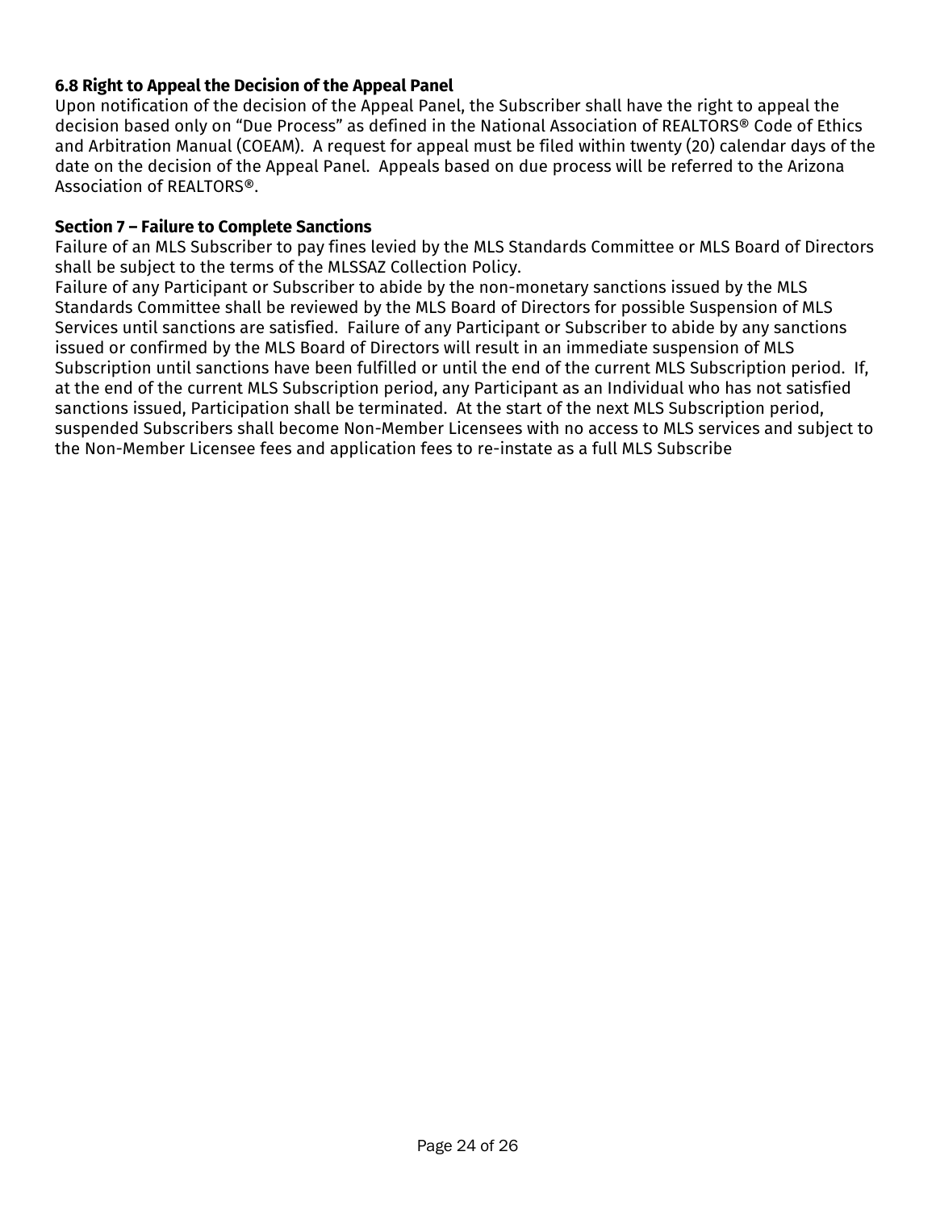### 6.8 Right to Appeal the Decision of the Appeal Panel

Upon notification of the decision of the Appeal Panel, the Subscriber shall have the right to appeal the decision based only on "Due Process" as defined in the National Association of REALTORS® Code of Ethics and Arbitration Manual (COEAM). A request for appeal must be filed within twenty (20) calendar days of the date on the decision of the Appeal Panel. Appeals based on due process will be referred to the Arizona Association of REALTORS®.

### Section 7 – Failure to Complete Sanctions

Failure of an MLS Subscriber to pay fines levied by the MLS Standards Committee or MLS Board of Directors shall be subject to the terms of the MLSSAZ Collection Policy.

Failure of any Participant or Subscriber to abide by the non-monetary sanctions issued by the MLS Standards Committee shall be reviewed by the MLS Board of Directors for possible Suspension of MLS Services until sanctions are satisfied. Failure of any Participant or Subscriber to abide by any sanctions issued or confirmed by the MLS Board of Directors will result in an immediate suspension of MLS Subscription until sanctions have been fulfilled or until the end of the current MLS Subscription period. If, at the end of the current MLS Subscription period, any Participant as an Individual who has not satisfied sanctions issued, Participation shall be terminated. At the start of the next MLS Subscription period, suspended Subscribers shall become Non-Member Licensees with no access to MLS services and subject to the Non-Member Licensee fees and application fees to re-instate as a full MLS Subscribe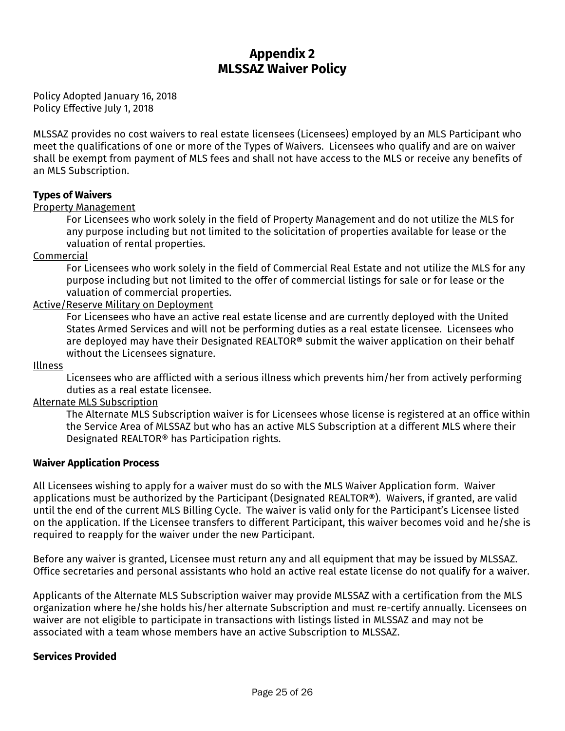# Appendix 2
# MLSSAZ Waiver Policy

Policy Adopted January 16, 2018
Policy Effective July 1, 2018

MLSSAZ provides no cost waivers to real estate licensees (Licensees) employed by an MLS Participant who meet the qualifications of one or more of the Types of Waivers. Licensees who qualify and are on waiver shall be exempt from payment of MLS fees and shall not have access to the MLS or receive any benefits of an MLS Subscription.

**Types of Waivers**

<u>Property Management</u>

> For Licensees who work solely in the field of Property Management and do not utilize the MLS for any purpose including but not limited to the solicitation of properties available for lease or the valuation of rental properties.

<u>Commercial</u>

> For Licensees who work solely in the field of Commercial Real Estate and not utilize the MLS for any purpose including but not limited to the offer of commercial listings for sale or for lease or the valuation of commercial properties.

<u>Active/Reserve Military on Deployment</u>

> For Licensees who have an active real estate license and are currently deployed with the United States Armed Services and will not be performing duties as a real estate licensee. Licensees who are deployed may have their Designated REALTOR® submit the waiver application on their behalf without the Licensees signature.

<u>Illness</u>

> Licensees who are afflicted with a serious illness which prevents him/her from actively performing duties as a real estate licensee.

<u>Alternate MLS Subscription</u>

> The Alternate MLS Subscription waiver is for Licensees whose license is registered at an office within the Service Area of MLSSAZ but who has an active MLS Subscription at a different MLS where their Designated REALTOR® has Participation rights.

**Waiver Application Process**

All Licensees wishing to apply for a waiver must do so with the MLS Waiver Application form. Waiver applications must be authorized by the Participant (Designated REALTOR®). Waivers, if granted, are valid until the end of the current MLS Billing Cycle. The waiver is valid only for the Participant's Licensee listed on the application. If the Licensee transfers to different Participant, this waiver becomes void and he/she is required to reapply for the waiver under the new Participant.

Before any waiver is granted, Licensee must return any and all equipment that may be issued by MLSSAZ. Office secretaries and personal assistants who hold an active real estate license do not qualify for a waiver.

Applicants of the Alternate MLS Subscription waiver may provide MLSSAZ with a certification from the MLS organization where he/she holds his/her alternate Subscription and must re-certify annually. Licensees on waiver are not eligible to participate in transactions with listings listed in MLSSAZ and may not be associated with a team whose members have an active Subscription to MLSSAZ.

**Services Provided**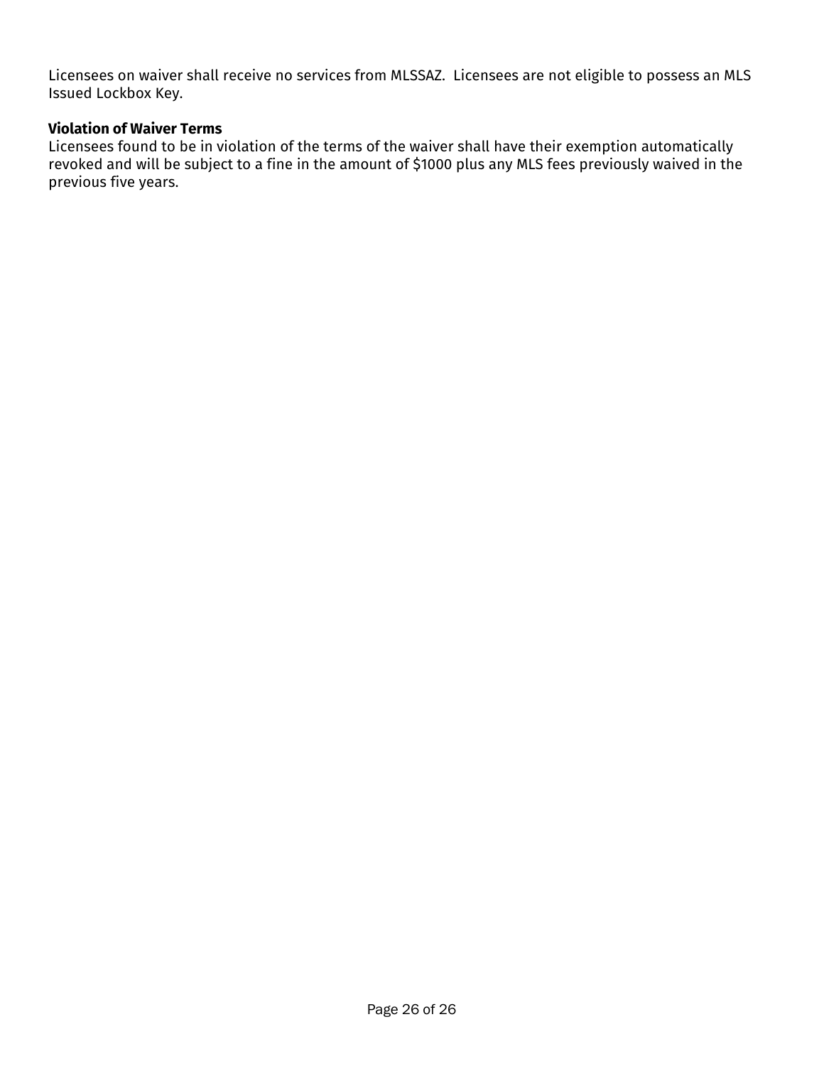Licensees on waiver shall receive no services from MLSSAZ.  Licensees are not eligible to possess an MLS Issued Lockbox Key.

**Violation of Waiver Terms**

Licensees found to be in violation of the terms of the waiver shall have their exemption automatically revoked and will be subject to a fine in the amount of $1000 plus any MLS fees previously waived in the previous five years.